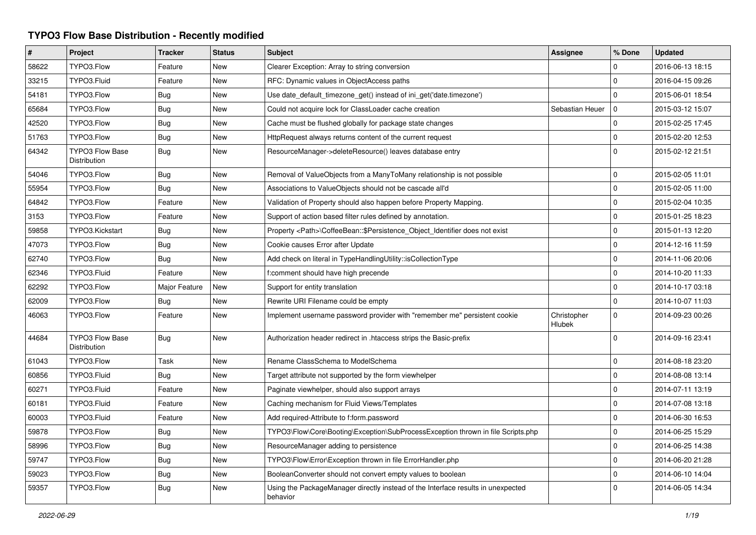# TYPO3 Flow Base Distribution - Recently modified

| # | Project | Tracker | Status | Subject | Assignee | % Done | Updated |
|---|---|---|---|---|---|---|---|
| 58622 | TYPO3.Flow | Feature | New | Clearer Exception: Array to string conversion | | 0 | 2016-06-13 18:15 |
| 33215 | TYPO3.Fluid | Feature | New | RFC: Dynamic values in ObjectAccess paths | | 0 | 2016-04-15 09:26 |
| 54181 | TYPO3.Flow | Bug | New | Use date_default_timezone_get() instead of ini_get('date.timezone') | | 0 | 2015-06-01 18:54 |
| 65684 | TYPO3.Flow | Bug | New | Could not acquire lock for ClassLoader cache creation | Sebastian Heuer | 0 | 2015-03-12 15:07 |
| 42520 | TYPO3.Flow | Bug | New | Cache must be flushed globally for package state changes | | 0 | 2015-02-25 17:45 |
| 51763 | TYPO3.Flow | Bug | New | HttpRequest always returns content of the current request | | 0 | 2015-02-20 12:53 |
| 64342 | TYPO3 Flow Base Distribution | Bug | New | ResourceManager->deleteResource() leaves database entry | | 0 | 2015-02-12 21:51 |
| 54046 | TYPO3.Flow | Bug | New | Removal of ValueObjects from a ManyToMany relationship is not possible | | 0 | 2015-02-05 11:01 |
| 55954 | TYPO3.Flow | Bug | New | Associations to ValueObjects should not be cascade all'd | | 0 | 2015-02-05 11:00 |
| 64842 | TYPO3.Flow | Feature | New | Validation of Property should also happen before Property Mapping. | | 0 | 2015-02-04 10:35 |
| 3153 | TYPO3.Flow | Feature | New | Support of action based filter rules defined by annotation. | | 0 | 2015-01-25 18:23 |
| 59858 | TYPO3.Kickstart | Bug | New | Property <Path>\CoffeeBean::$Persistence_Object_Identifier does not exist | | 0 | 2015-01-13 12:20 |
| 47073 | TYPO3.Flow | Bug | New | Cookie causes Error after Update | | 0 | 2014-12-16 11:59 |
| 62740 | TYPO3.Flow | Bug | New | Add check on literal in TypeHandlingUtility::isCollectionType | | 0 | 2014-11-06 20:06 |
| 62346 | TYPO3.Fluid | Feature | New | f:comment should have high precende | | 0 | 2014-10-20 11:33 |
| 62292 | TYPO3.Flow | Major Feature | New | Support for entity translation | | 0 | 2014-10-17 03:18 |
| 62009 | TYPO3.Flow | Bug | New | Rewrite URI Filename could be empty | | 0 | 2014-10-07 11:03 |
| 46063 | TYPO3.Flow | Feature | New | Implement username password provider with "remember me" persistent cookie | Christopher Hlubek | 0 | 2014-09-23 00:26 |
| 44684 | TYPO3 Flow Base Distribution | Bug | New | Authorization header redirect in .htaccess strips the Basic-prefix | | 0 | 2014-09-16 23:41 |
| 61043 | TYPO3.Flow | Task | New | Rename ClassSchema to ModelSchema | | 0 | 2014-08-18 23:20 |
| 60856 | TYPO3.Fluid | Bug | New | Target attribute not supported by the form viewhelper | | 0 | 2014-08-08 13:14 |
| 60271 | TYPO3.Fluid | Feature | New | Paginate viewhelper, should also support arrays | | 0 | 2014-07-11 13:19 |
| 60181 | TYPO3.Fluid | Feature | New | Caching mechanism for Fluid Views/Templates | | 0 | 2014-07-08 13:18 |
| 60003 | TYPO3.Fluid | Feature | New | Add required-Attribute to f:form.password | | 0 | 2014-06-30 16:53 |
| 59878 | TYPO3.Flow | Bug | New | TYPO3\Flow\Core\Booting\Exception\SubProcessException thrown in file Scripts.php | | 0 | 2014-06-25 15:29 |
| 58996 | TYPO3.Flow | Bug | New | ResourceManager adding to persistence | | 0 | 2014-06-25 14:38 |
| 59747 | TYPO3.Flow | Bug | New | TYPO3\Flow\Error\Exception thrown in file ErrorHandler.php | | 0 | 2014-06-20 21:28 |
| 59023 | TYPO3.Flow | Bug | New | BooleanConverter should not convert empty values to boolean | | 0 | 2014-06-10 14:04 |
| 59357 | TYPO3.Flow | Bug | New | Using the PackageManager directly instead of the Interface results in unexpected behavior | | 0 | 2014-06-05 14:34 |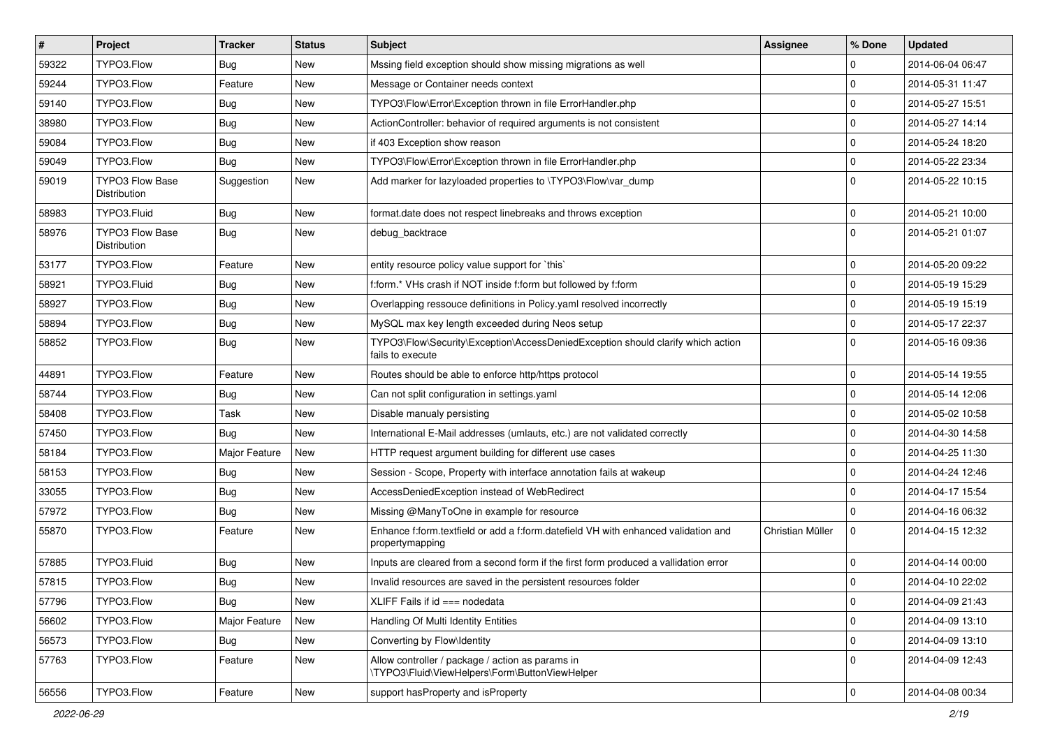| # | Project | Tracker | Status | Subject | Assignee | % Done | Updated |
|---|---|---|---|---|---|---|---|
| 59322 | TYPO3.Flow | Bug | New | Mssing field exception should show missing migrations as well | | 0 | 2014-06-04 06:47 |
| 59244 | TYPO3.Flow | Feature | New | Message or Container needs context | | 0 | 2014-05-31 11:47 |
| 59140 | TYPO3.Flow | Bug | New | TYPO3\Flow\Error\Exception thrown in file ErrorHandler.php | | 0 | 2014-05-27 15:51 |
| 38980 | TYPO3.Flow | Bug | New | ActionController: behavior of required arguments is not consistent | | 0 | 2014-05-27 14:14 |
| 59084 | TYPO3.Flow | Bug | New | if 403 Exception show reason | | 0 | 2014-05-24 18:20 |
| 59049 | TYPO3.Flow | Bug | New | TYPO3\Flow\Error\Exception thrown in file ErrorHandler.php | | 0 | 2014-05-22 23:34 |
| 59019 | TYPO3 Flow Base Distribution | Suggestion | New | Add marker for lazyloaded properties to \TYPO3\Flow\var_dump | | 0 | 2014-05-22 10:15 |
| 58983 | TYPO3.Fluid | Bug | New | format.date does not respect linebreaks and throws exception | | 0 | 2014-05-21 10:00 |
| 58976 | TYPO3 Flow Base Distribution | Bug | New | debug_backtrace | | 0 | 2014-05-21 01:07 |
| 53177 | TYPO3.Flow | Feature | New | entity resource policy value support for `this` | | 0 | 2014-05-20 09:22 |
| 58921 | TYPO3.Fluid | Bug | New | f:form.* VHs crash if NOT inside f:form but followed by f:form | | 0 | 2014-05-19 15:29 |
| 58927 | TYPO3.Flow | Bug | New | Overlapping ressouce definitions in Policy.yaml resolved incorrectly | | 0 | 2014-05-19 15:19 |
| 58894 | TYPO3.Flow | Bug | New | MySQL max key length exceeded during Neos setup | | 0 | 2014-05-17 22:37 |
| 58852 | TYPO3.Flow | Bug | New | TYPO3\Flow\Security\Exception\AccessDeniedException should clarify which action fails to execute | | 0 | 2014-05-16 09:36 |
| 44891 | TYPO3.Flow | Feature | New | Routes should be able to enforce http/https protocol | | 0 | 2014-05-14 19:55 |
| 58744 | TYPO3.Flow | Bug | New | Can not split configuration in settings.yaml | | 0 | 2014-05-14 12:06 |
| 58408 | TYPO3.Flow | Task | New | Disable manualy persisting | | 0 | 2014-05-02 10:58 |
| 57450 | TYPO3.Flow | Bug | New | International E-Mail addresses (umlauts, etc.) are not validated correctly | | 0 | 2014-04-30 14:58 |
| 58184 | TYPO3.Flow | Major Feature | New | HTTP request argument building for different use cases | | 0 | 2014-04-25 11:30 |
| 58153 | TYPO3.Flow | Bug | New | Session - Scope, Property with interface annotation fails at wakeup | | 0 | 2014-04-24 12:46 |
| 33055 | TYPO3.Flow | Bug | New | AccessDeniedException instead of WebRedirect | | 0 | 2014-04-17 15:54 |
| 57972 | TYPO3.Flow | Bug | New | Missing @ManyToOne in example for resource | | 0 | 2014-04-16 06:32 |
| 55870 | TYPO3.Flow | Feature | New | Enhance f:form.textfield or add a f:form.datefield VH with enhanced validation and propertymapping | Christian Müller | 0 | 2014-04-15 12:32 |
| 57885 | TYPO3.Fluid | Bug | New | Inputs are cleared from a second form if the first form produced a vallidation error | | 0 | 2014-04-14 00:00 |
| 57815 | TYPO3.Flow | Bug | New | Invalid resources are saved in the persistent resources folder | | 0 | 2014-04-10 22:02 |
| 57796 | TYPO3.Flow | Bug | New | XLIFF Fails if id === nodedata | | 0 | 2014-04-09 21:43 |
| 56602 | TYPO3.Flow | Major Feature | New | Handling Of Multi Identity Entities | | 0 | 2014-04-09 13:10 |
| 56573 | TYPO3.Flow | Bug | New | Converting by Flow\Identity | | 0 | 2014-04-09 13:10 |
| 57763 | TYPO3.Flow | Feature | New | Allow controller / package / action as params in \TYPO3\Fluid\ViewHelpers\Form\ButtonViewHelper | | 0 | 2014-04-09 12:43 |
| 56556 | TYPO3.Flow | Feature | New | support hasProperty and isProperty | | 0 | 2014-04-08 00:34 |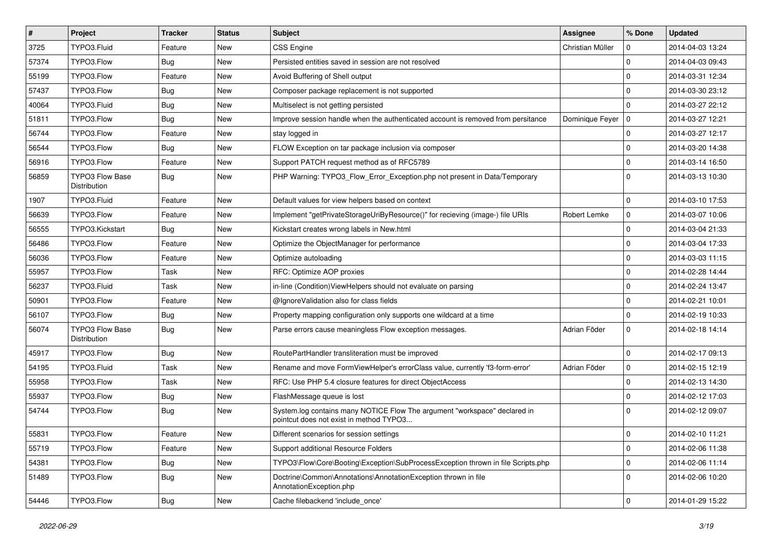| # | Project | Tracker | Status | Subject | Assignee | % Done | Updated |
|---|---|---|---|---|---|---|---|
| 3725 | TYPO3.Fluid | Feature | New | CSS Engine | Christian Müller | 0 | 2014-04-03 13:24 |
| 57374 | TYPO3.Flow | Bug | New | Persisted entities saved in session are not resolved | | 0 | 2014-04-03 09:43 |
| 55199 | TYPO3.Flow | Feature | New | Avoid Buffering of Shell output | | 0 | 2014-03-31 12:34 |
| 57437 | TYPO3.Flow | Bug | New | Composer package replacement is not supported | | 0 | 2014-03-30 23:12 |
| 40064 | TYPO3.Fluid | Bug | New | Multiselect is not getting persisted | | 0 | 2014-03-27 22:12 |
| 51811 | TYPO3.Flow | Bug | New | Improve session handle when the authenticated account is removed from persitance | Dominique Feyer | 0 | 2014-03-27 12:21 |
| 56744 | TYPO3.Flow | Feature | New | stay logged in | | 0 | 2014-03-27 12:17 |
| 56544 | TYPO3.Flow | Bug | New | FLOW Exception on tar package inclusion via composer | | 0 | 2014-03-20 14:38 |
| 56916 | TYPO3.Flow | Feature | New | Support PATCH request method as of RFC5789 | | 0 | 2014-03-14 16:50 |
| 56859 | TYPO3 Flow Base Distribution | Bug | New | PHP Warning: TYPO3_Flow_Error_Exception.php not present in Data/Temporary | | 0 | 2014-03-13 10:30 |
| 1907 | TYPO3.Fluid | Feature | New | Default values for view helpers based on context | | 0 | 2014-03-10 17:53 |
| 56639 | TYPO3.Flow | Feature | New | Implement "getPrivateStorageUriByResource()" for recieving (image-) file URIs | Robert Lemke | 0 | 2014-03-07 10:06 |
| 56555 | TYPO3.Kickstart | Bug | New | Kickstart creates wrong labels in New.html | | 0 | 2014-03-04 21:33 |
| 56486 | TYPO3.Flow | Feature | New | Optimize the ObjectManager for performance | | 0 | 2014-03-04 17:33 |
| 56036 | TYPO3.Flow | Feature | New | Optimize autoloading | | 0 | 2014-03-03 11:15 |
| 55957 | TYPO3.Flow | Task | New | RFC: Optimize AOP proxies | | 0 | 2014-02-28 14:44 |
| 56237 | TYPO3.Fluid | Task | New | in-line (Condition)ViewHelpers should not evaluate on parsing | | 0 | 2014-02-24 13:47 |
| 50901 | TYPO3.Flow | Feature | New | @IgnoreValidation also for class fields | | 0 | 2014-02-21 10:01 |
| 56107 | TYPO3.Flow | Bug | New | Property mapping configuration only supports one wildcard at a time | | 0 | 2014-02-19 10:33 |
| 56074 | TYPO3 Flow Base Distribution | Bug | New | Parse errors cause meaningless Flow exception messages. | Adrian Föder | 0 | 2014-02-18 14:14 |
| 45917 | TYPO3.Flow | Bug | New | RoutePartHandler transliteration must be improved | | 0 | 2014-02-17 09:13 |
| 54195 | TYPO3.Fluid | Task | New | Rename and move FormViewHelper's errorClass value, currently 'f3-form-error' | Adrian Föder | 0 | 2014-02-15 12:19 |
| 55958 | TYPO3.Flow | Task | New | RFC: Use PHP 5.4 closure features for direct ObjectAccess | | 0 | 2014-02-13 14:30 |
| 55937 | TYPO3.Flow | Bug | New | FlashMessage queue is lost | | 0 | 2014-02-12 17:03 |
| 54744 | TYPO3.Flow | Bug | New | System.log contains many NOTICE Flow The argument "workspace" declared in pointcut does not exist in method TYPO3... | | 0 | 2014-02-12 09:07 |
| 55831 | TYPO3.Flow | Feature | New | Different scenarios for session settings | | 0 | 2014-02-10 11:21 |
| 55719 | TYPO3.Flow | Feature | New | Support additional Resource Folders | | 0 | 2014-02-06 11:38 |
| 54381 | TYPO3.Flow | Bug | New | TYPO3\Flow\Core\Booting\Exception\SubProcessException thrown in file Scripts.php | | 0 | 2014-02-06 11:14 |
| 51489 | TYPO3.Flow | Bug | New | Doctrine\Common\Annotations\AnnotationException thrown in file AnnotationException.php | | 0 | 2014-02-06 10:20 |
| 54446 | TYPO3.Flow | Bug | New | Cache filebackend 'include_once' | | 0 | 2014-01-29 15:22 |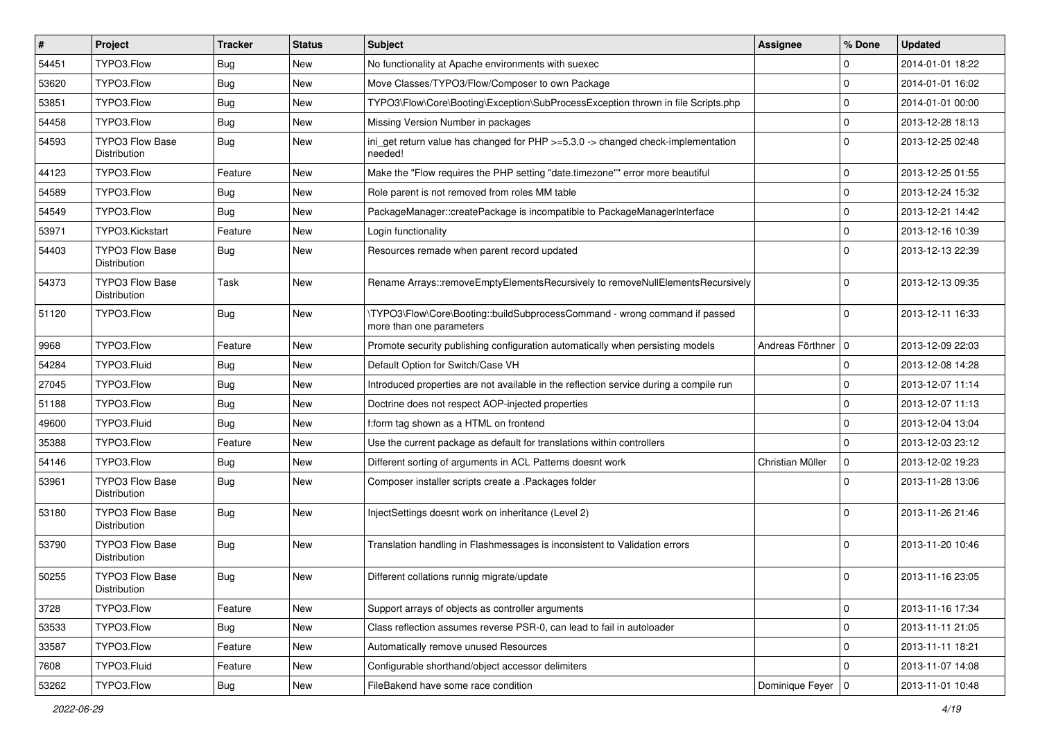| # | Project | Tracker | Status | Subject | Assignee | % Done | Updated |
|---|---|---|---|---|---|---|---|
| 54451 | TYPO3.Flow | Bug | New | No functionality at Apache environments with suexec | | 0 | 2014-01-01 18:22 |
| 53620 | TYPO3.Flow | Bug | New | Move Classes/TYPO3/Flow/Composer to own Package | | 0 | 2014-01-01 16:02 |
| 53851 | TYPO3.Flow | Bug | New | TYPO3\Flow\Core\Booting\Exception\SubProcessException thrown in file Scripts.php | | 0 | 2014-01-01 00:00 |
| 54458 | TYPO3.Flow | Bug | New | Missing Version Number in packages | | 0 | 2013-12-28 18:13 |
| 54593 | TYPO3 Flow Base Distribution | Bug | New | ini_get return value has changed for PHP >=5.3.0 -> changed check-implementation needed! | | 0 | 2013-12-25 02:48 |
| 44123 | TYPO3.Flow | Feature | New | Make the "Flow requires the PHP setting "date.timezone"" error more beautiful | | 0 | 2013-12-25 01:55 |
| 54589 | TYPO3.Flow | Bug | New | Role parent is not removed from roles MM table | | 0 | 2013-12-24 15:32 |
| 54549 | TYPO3.Flow | Bug | New | PackageManager::createPackage is incompatible to PackageManagerInterface | | 0 | 2013-12-21 14:42 |
| 53971 | TYPO3.Kickstart | Feature | New | Login functionality | | 0 | 2013-12-16 10:39 |
| 54403 | TYPO3 Flow Base Distribution | Bug | New | Resources remade when parent record updated | | 0 | 2013-12-13 22:39 |
| 54373 | TYPO3 Flow Base Distribution | Task | New | Rename Arrays::removeEmptyElementsRecursively to removeNullElementsRecursively | | 0 | 2013-12-13 09:35 |
| 51120 | TYPO3.Flow | Bug | New | \TYPO3\Flow\Core\Booting::buildSubprocessCommand - wrong command if passed more than one parameters | | 0 | 2013-12-11 16:33 |
| 9968 | TYPO3.Flow | Feature | New | Promote security publishing configuration automatically when persisting models | Andreas Förthner | 0 | 2013-12-09 22:03 |
| 54284 | TYPO3.Fluid | Bug | New | Default Option for Switch/Case VH | | 0 | 2013-12-08 14:28 |
| 27045 | TYPO3.Flow | Bug | New | Introduced properties are not available in the reflection service during a compile run | | 0 | 2013-12-07 11:14 |
| 51188 | TYPO3.Flow | Bug | New | Doctrine does not respect AOP-injected properties | | 0 | 2013-12-07 11:13 |
| 49600 | TYPO3.Fluid | Bug | New | f:form tag shown as a HTML on frontend | | 0 | 2013-12-04 13:04 |
| 35388 | TYPO3.Flow | Feature | New | Use the current package as default for translations within controllers | | 0 | 2013-12-03 23:12 |
| 54146 | TYPO3.Flow | Bug | New | Different sorting of arguments in ACL Patterns doesnt work | Christian Müller | 0 | 2013-12-02 19:23 |
| 53961 | TYPO3 Flow Base Distribution | Bug | New | Composer installer scripts create a .Packages folder | | 0 | 2013-11-28 13:06 |
| 53180 | TYPO3 Flow Base Distribution | Bug | New | InjectSettings doesnt work on inheritance (Level 2) | | 0 | 2013-11-26 21:46 |
| 53790 | TYPO3 Flow Base Distribution | Bug | New | Translation handling in Flashmessages is inconsistent to Validation errors | | 0 | 2013-11-20 10:46 |
| 50255 | TYPO3 Flow Base Distribution | Bug | New | Different collations runnig migrate/update | | 0 | 2013-11-16 23:05 |
| 3728 | TYPO3.Flow | Feature | New | Support arrays of objects as controller arguments | | 0 | 2013-11-16 17:34 |
| 53533 | TYPO3.Flow | Bug | New | Class reflection assumes reverse PSR-0, can lead to fail in autoloader | | 0 | 2013-11-11 21:05 |
| 33587 | TYPO3.Flow | Feature | New | Automatically remove unused Resources | | 0 | 2013-11-11 18:21 |
| 7608 | TYPO3.Fluid | Feature | New | Configurable shorthand/object accessor delimiters | | 0 | 2013-11-07 14:08 |
| 53262 | TYPO3.Flow | Bug | New | FileBakend have some race condition | Dominique Feyer | 0 | 2013-11-01 10:48 |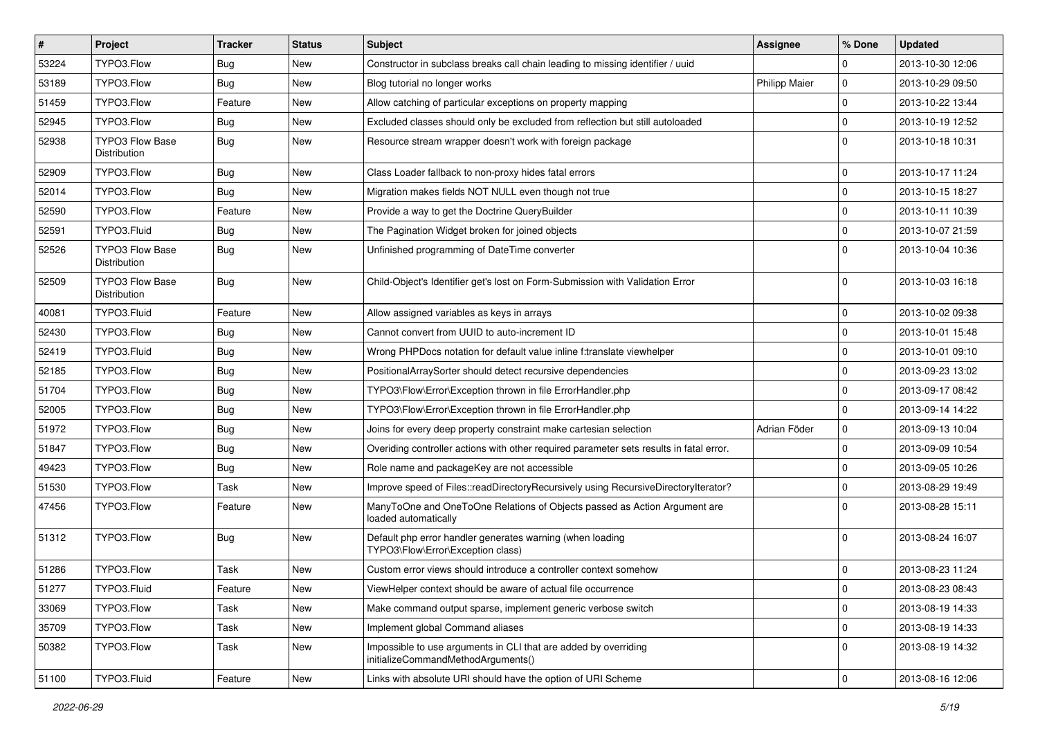| # | Project | Tracker | Status | Subject | Assignee | % Done | Updated |
|---|---|---|---|---|---|---|---|
| 53224 | TYPO3.Flow | Bug | New | Constructor in subclass breaks call chain leading to missing identifier / uuid | | 0 | 2013-10-30 12:06 |
| 53189 | TYPO3.Flow | Bug | New | Blog tutorial no longer works | Philipp Maier | 0 | 2013-10-29 09:50 |
| 51459 | TYPO3.Flow | Feature | New | Allow catching of particular exceptions on property mapping | | 0 | 2013-10-22 13:44 |
| 52945 | TYPO3.Flow | Bug | New | Excluded classes should only be excluded from reflection but still autoloaded | | 0 | 2013-10-19 12:52 |
| 52938 | TYPO3 Flow Base Distribution | Bug | New | Resource stream wrapper doesn't work with foreign package | | 0 | 2013-10-18 10:31 |
| 52909 | TYPO3.Flow | Bug | New | Class Loader fallback to non-proxy hides fatal errors | | 0 | 2013-10-17 11:24 |
| 52014 | TYPO3.Flow | Bug | New | Migration makes fields NOT NULL even though not true | | 0 | 2013-10-15 18:27 |
| 52590 | TYPO3.Flow | Feature | New | Provide a way to get the Doctrine QueryBuilder | | 0 | 2013-10-11 10:39 |
| 52591 | TYPO3.Fluid | Bug | New | The Pagination Widget broken for joined objects | | 0 | 2013-10-07 21:59 |
| 52526 | TYPO3 Flow Base Distribution | Bug | New | Unfinished programming of DateTime converter | | 0 | 2013-10-04 10:36 |
| 52509 | TYPO3 Flow Base Distribution | Bug | New | Child-Object's Identifier get's lost on Form-Submission with Validation Error | | 0 | 2013-10-03 16:18 |
| 40081 | TYPO3.Fluid | Feature | New | Allow assigned variables as keys in arrays | | 0 | 2013-10-02 09:38 |
| 52430 | TYPO3.Flow | Bug | New | Cannot convert from UUID to auto-increment ID | | 0 | 2013-10-01 15:48 |
| 52419 | TYPO3.Fluid | Bug | New | Wrong PHPDocs notation for default value inline f:translate viewhelper | | 0 | 2013-10-01 09:10 |
| 52185 | TYPO3.Flow | Bug | New | PositionalArraySorter should detect recursive dependencies | | 0 | 2013-09-23 13:02 |
| 51704 | TYPO3.Flow | Bug | New | TYPO3\Flow\Error\Exception thrown in file ErrorHandler.php | | 0 | 2013-09-17 08:42 |
| 52005 | TYPO3.Flow | Bug | New | TYPO3\Flow\Error\Exception thrown in file ErrorHandler.php | | 0 | 2013-09-14 14:22 |
| 51972 | TYPO3.Flow | Bug | New | Joins for every deep property constraint make cartesian selection | Adrian Föder | 0 | 2013-09-13 10:04 |
| 51847 | TYPO3.Flow | Bug | New | Overiding controller actions with other required parameter sets results in fatal error. | | 0 | 2013-09-09 10:54 |
| 49423 | TYPO3.Flow | Bug | New | Role name and packageKey are not accessible | | 0 | 2013-09-05 10:26 |
| 51530 | TYPO3.Flow | Task | New | Improve speed of Files::readDirectoryRecursively using RecursiveDirectoryIterator? | | 0 | 2013-08-29 19:49 |
| 47456 | TYPO3.Flow | Feature | New | ManyToOne and OneToOne Relations of Objects passed as Action Argument are loaded automatically | | 0 | 2013-08-28 15:11 |
| 51312 | TYPO3.Flow | Bug | New | Default php error handler generates warning (when loading TYPO3\Flow\Error\Exception class) | | 0 | 2013-08-24 16:07 |
| 51286 | TYPO3.Flow | Task | New | Custom error views should introduce a controller context somehow | | 0 | 2013-08-23 11:24 |
| 51277 | TYPO3.Fluid | Feature | New | ViewHelper context should be aware of actual file occurrence | | 0 | 2013-08-23 08:43 |
| 33069 | TYPO3.Flow | Task | New | Make command output sparse, implement generic verbose switch | | 0 | 2013-08-19 14:33 |
| 35709 | TYPO3.Flow | Task | New | Implement global Command aliases | | 0 | 2013-08-19 14:33 |
| 50382 | TYPO3.Flow | Task | New | Impossible to use arguments in CLI that are added by overriding initializeCommandMethodArguments() | | 0 | 2013-08-19 14:32 |
| 51100 | TYPO3.Fluid | Feature | New | Links with absolute URI should have the option of URI Scheme | | 0 | 2013-08-16 12:06 |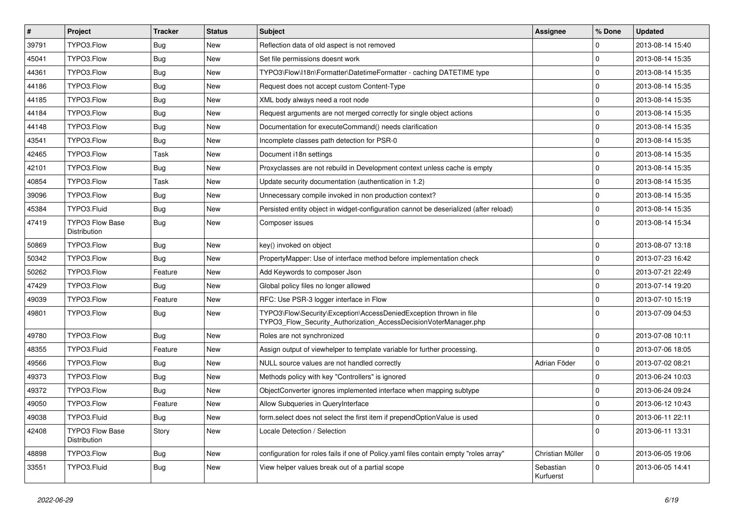| # | Project | Tracker | Status | Subject | Assignee | % Done | Updated |
| --- | --- | --- | --- | --- | --- | --- | --- |
| 39791 | TYPO3.Flow | Bug | New | Reflection data of old aspect is not removed | | 0 | 2013-08-14 15:40 |
| 45041 | TYPO3.Flow | Bug | New | Set file permissions doesnt work | | 0 | 2013-08-14 15:35 |
| 44361 | TYPO3.Flow | Bug | New | TYPO3\Flow\I18n\Formatter\DatetimeFormatter - caching DATETIME type | | 0 | 2013-08-14 15:35 |
| 44186 | TYPO3.Flow | Bug | New | Request does not accept custom Content-Type | | 0 | 2013-08-14 15:35 |
| 44185 | TYPO3.Flow | Bug | New | XML body always need a root node | | 0 | 2013-08-14 15:35 |
| 44184 | TYPO3.Flow | Bug | New | Request arguments are not merged correctly for single object actions | | 0 | 2013-08-14 15:35 |
| 44148 | TYPO3.Flow | Bug | New | Documentation for executeCommand() needs clarification | | 0 | 2013-08-14 15:35 |
| 43541 | TYPO3.Flow | Bug | New | Incomplete classes path detection for PSR-0 | | 0 | 2013-08-14 15:35 |
| 42465 | TYPO3.Flow | Task | New | Document i18n settings | | 0 | 2013-08-14 15:35 |
| 42101 | TYPO3.Flow | Bug | New | Proxyclasses are not rebuild in Development context unless cache is empty | | 0 | 2013-08-14 15:35 |
| 40854 | TYPO3.Flow | Task | New | Update security documentation (authentication in 1.2) | | 0 | 2013-08-14 15:35 |
| 39096 | TYPO3.Flow | Bug | New | Unnecessary compile invoked in non production context? | | 0 | 2013-08-14 15:35 |
| 45384 | TYPO3.Fluid | Bug | New | Persisted entity object in widget-configuration cannot be deserialized (after reload) | | 0 | 2013-08-14 15:35 |
| 47419 | TYPO3 Flow Base Distribution | Bug | New | Composer issues | | 0 | 2013-08-14 15:34 |
| 50869 | TYPO3.Flow | Bug | New | key() invoked on object | | 0 | 2013-08-07 13:18 |
| 50342 | TYPO3.Flow | Bug | New | PropertyMapper: Use of interface method before implementation check | | 0 | 2013-07-23 16:42 |
| 50262 | TYPO3.Flow | Feature | New | Add Keywords to composer Json | | 0 | 2013-07-21 22:49 |
| 47429 | TYPO3.Flow | Bug | New | Global policy files no longer allowed | | 0 | 2013-07-14 19:20 |
| 49039 | TYPO3.Flow | Feature | New | RFC: Use PSR-3 logger interface in Flow | | 0 | 2013-07-10 15:19 |
| 49801 | TYPO3.Flow | Bug | New | TYPO3\Flow\Security\Exception\AccessDeniedException thrown in file TYPO3_Flow_Security_Authorization_AccessDecisionVoterManager.php | | 0 | 2013-07-09 04:53 |
| 49780 | TYPO3.Flow | Bug | New | Roles are not synchronized | | 0 | 2013-07-08 10:11 |
| 48355 | TYPO3.Fluid | Feature | New | Assign output of viewhelper to template variable for further processing. | | 0 | 2013-07-06 18:05 |
| 49566 | TYPO3.Flow | Bug | New | NULL source values are not handled correctly | Adrian Föder | 0 | 2013-07-02 08:21 |
| 49373 | TYPO3.Flow | Bug | New | Methods policy with key "Controllers" is ignored | | 0 | 2013-06-24 10:03 |
| 49372 | TYPO3.Flow | Bug | New | ObjectConverter ignores implemented interface when mapping subtype | | 0 | 2013-06-24 09:24 |
| 49050 | TYPO3.Flow | Feature | New | Allow Subqueries in QueryInterface | | 0 | 2013-06-12 10:43 |
| 49038 | TYPO3.Fluid | Bug | New | form.select does not select the first item if prependOptionValue is used | | 0 | 2013-06-11 22:11 |
| 42408 | TYPO3 Flow Base Distribution | Story | New | Locale Detection / Selection | | 0 | 2013-06-11 13:31 |
| 48898 | TYPO3.Flow | Bug | New | configuration for roles fails if one of Policy.yaml files contain empty "roles array" | Christian Müller | 0 | 2013-06-05 19:06 |
| 33551 | TYPO3.Fluid | Bug | New | View helper values break out of a partial scope | Sebastian Kurfuerst | 0 | 2013-06-05 14:41 |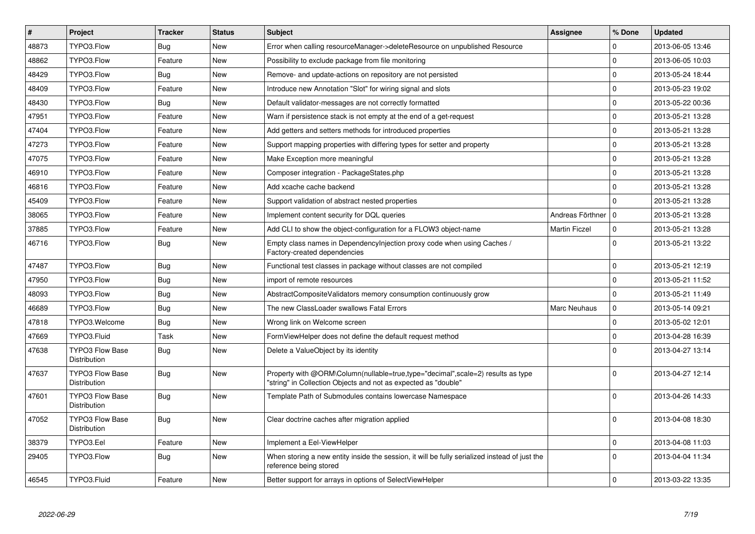| # | Project | Tracker | Status | Subject | Assignee | % Done | Updated |
|---|---|---|---|---|---|---|---|
| 48873 | TYPO3.Flow | Bug | New | Error when calling resourceManager->deleteResource on unpublished Resource | | 0 | 2013-06-05 13:46 |
| 48862 | TYPO3.Flow | Feature | New | Possibility to exclude package from file monitoring | | 0 | 2013-06-05 10:03 |
| 48429 | TYPO3.Flow | Bug | New | Remove- and update-actions on repository are not persisted | | 0 | 2013-05-24 18:44 |
| 48409 | TYPO3.Flow | Feature | New | Introduce new Annotation "Slot" for wiring signal and slots | | 0 | 2013-05-23 19:02 |
| 48430 | TYPO3.Flow | Bug | New | Default validator-messages are not correctly formatted | | 0 | 2013-05-22 00:36 |
| 47951 | TYPO3.Flow | Feature | New | Warn if persistence stack is not empty at the end of a get-request | | 0 | 2013-05-21 13:28 |
| 47404 | TYPO3.Flow | Feature | New | Add getters and setters methods for introduced properties | | 0 | 2013-05-21 13:28 |
| 47273 | TYPO3.Flow | Feature | New | Support mapping properties with differing types for setter and property | | 0 | 2013-05-21 13:28 |
| 47075 | TYPO3.Flow | Feature | New | Make Exception more meaningful | | 0 | 2013-05-21 13:28 |
| 46910 | TYPO3.Flow | Feature | New | Composer integration - PackageStates.php | | 0 | 2013-05-21 13:28 |
| 46816 | TYPO3.Flow | Feature | New | Add xcache cache backend | | 0 | 2013-05-21 13:28 |
| 45409 | TYPO3.Flow | Feature | New | Support validation of abstract nested properties | | 0 | 2013-05-21 13:28 |
| 38065 | TYPO3.Flow | Feature | New | Implement content security for DQL queries | Andreas Förthner | 0 | 2013-05-21 13:28 |
| 37885 | TYPO3.Flow | Feature | New | Add CLI to show the object-configuration for a FLOW3 object-name | Martin Ficzel | 0 | 2013-05-21 13:28 |
| 46716 | TYPO3.Flow | Bug | New | Empty class names in DependencyInjection proxy code when using Caches / Factory-created dependencies | | 0 | 2013-05-21 13:22 |
| 47487 | TYPO3.Flow | Bug | New | Functional test classes in package without classes are not compiled | | 0 | 2013-05-21 12:19 |
| 47950 | TYPO3.Flow | Bug | New | import of remote resources | | 0 | 2013-05-21 11:52 |
| 48093 | TYPO3.Flow | Bug | New | AbstractCompositeValidators memory consumption continuously grow | | 0 | 2013-05-21 11:49 |
| 46689 | TYPO3.Flow | Bug | New | The new ClassLoader swallows Fatal Errors | Marc Neuhaus | 0 | 2013-05-14 09:21 |
| 47818 | TYPO3.Welcome | Bug | New | Wrong link on Welcome screen | | 0 | 2013-05-02 12:01 |
| 47669 | TYPO3.Fluid | Task | New | FormViewHelper does not define the default request method | | 0 | 2013-04-28 16:39 |
| 47638 | TYPO3 Flow Base Distribution | Bug | New | Delete a ValueObject by its identity | | 0 | 2013-04-27 13:14 |
| 47637 | TYPO3 Flow Base Distribution | Bug | New | Property with @ORM\Column(nullable=true,type="decimal",scale=2) results as type "string" in Collection Objects and not as expected as "double" | | 0 | 2013-04-27 12:14 |
| 47601 | TYPO3 Flow Base Distribution | Bug | New | Template Path of Submodules contains lowercase Namespace | | 0 | 2013-04-26 14:33 |
| 47052 | TYPO3 Flow Base Distribution | Bug | New | Clear doctrine caches after migration applied | | 0 | 2013-04-08 18:30 |
| 38379 | TYPO3.Eel | Feature | New | Implement a Eel-ViewHelper | | 0 | 2013-04-08 11:03 |
| 29405 | TYPO3.Flow | Bug | New | When storing a new entity inside the session, it will be fully serialized instead of just the reference being stored | | 0 | 2013-04-04 11:34 |
| 46545 | TYPO3.Fluid | Feature | New | Better support for arrays in options of SelectViewHelper | | 0 | 2013-03-22 13:35 |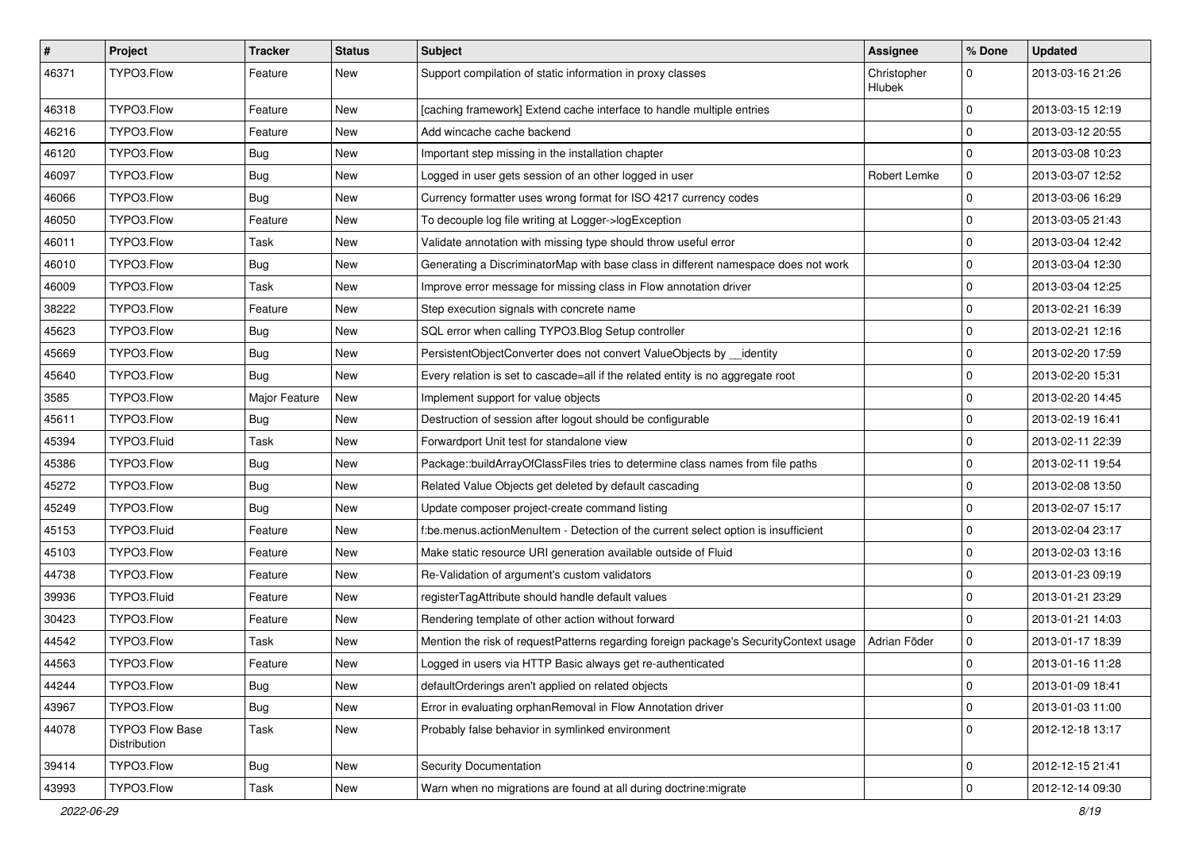| # | Project | Tracker | Status | Subject | Assignee | % Done | Updated |
|---|---|---|---|---|---|---|---|
| 46371 | TYPO3.Flow | Feature | New | Support compilation of static information in proxy classes | Christopher Hlubek | 0 | 2013-03-16 21:26 |
| 46318 | TYPO3.Flow | Feature | New | [caching framework] Extend cache interface to handle multiple entries | | 0 | 2013-03-15 12:19 |
| 46216 | TYPO3.Flow | Feature | New | Add wincache cache backend | | 0 | 2013-03-12 20:55 |
| 46120 | TYPO3.Flow | Bug | New | Important step missing in the installation chapter | | 0 | 2013-03-08 10:23 |
| 46097 | TYPO3.Flow | Bug | New | Logged in user gets session of an other logged in user | Robert Lemke | 0 | 2013-03-07 12:52 |
| 46066 | TYPO3.Flow | Bug | New | Currency formatter uses wrong format for ISO 4217 currency codes | | 0 | 2013-03-06 16:29 |
| 46050 | TYPO3.Flow | Feature | New | To decouple log file writing at Logger->logException | | 0 | 2013-03-05 21:43 |
| 46011 | TYPO3.Flow | Task | New | Validate annotation with missing type should throw useful error | | 0 | 2013-03-04 12:42 |
| 46010 | TYPO3.Flow | Bug | New | Generating a DiscriminatorMap with base class in different namespace does not work | | 0 | 2013-03-04 12:30 |
| 46009 | TYPO3.Flow | Task | New | Improve error message for missing class in Flow annotation driver | | 0 | 2013-03-04 12:25 |
| 38222 | TYPO3.Flow | Feature | New | Step execution signals with concrete name | | 0 | 2013-02-21 16:39 |
| 45623 | TYPO3.Flow | Bug | New | SQL error when calling TYPO3.Blog Setup controller | | 0 | 2013-02-21 12:16 |
| 45669 | TYPO3.Flow | Bug | New | PersistentObjectConverter does not convert ValueObjects by __identity | | 0 | 2013-02-20 17:59 |
| 45640 | TYPO3.Flow | Bug | New | Every relation is set to cascade=all if the related entity is no aggregate root | | 0 | 2013-02-20 15:31 |
| 3585 | TYPO3.Flow | Major Feature | New | Implement support for value objects | | 0 | 2013-02-20 14:45 |
| 45611 | TYPO3.Flow | Bug | New | Destruction of session after logout should be configurable | | 0 | 2013-02-19 16:41 |
| 45394 | TYPO3.Fluid | Task | New | Forwardport Unit test for standalone view | | 0 | 2013-02-11 22:39 |
| 45386 | TYPO3.Flow | Bug | New | Package::buildArrayOfClassFiles tries to determine class names from file paths | | 0 | 2013-02-11 19:54 |
| 45272 | TYPO3.Flow | Bug | New | Related Value Objects get deleted by default cascading | | 0 | 2013-02-08 13:50 |
| 45249 | TYPO3.Flow | Bug | New | Update composer project-create command listing | | 0 | 2013-02-07 15:17 |
| 45153 | TYPO3.Fluid | Feature | New | f:be.menus.actionMenuItem - Detection of the current select option is insufficient | | 0 | 2013-02-04 23:17 |
| 45103 | TYPO3.Flow | Feature | New | Make static resource URI generation available outside of Fluid | | 0 | 2013-02-03 13:16 |
| 44738 | TYPO3.Flow | Feature | New | Re-Validation of argument's custom validators | | 0 | 2013-01-23 09:19 |
| 39936 | TYPO3.Fluid | Feature | New | registerTagAttribute should handle default values | | 0 | 2013-01-21 23:29 |
| 30423 | TYPO3.Flow | Feature | New | Rendering template of other action without forward | | 0 | 2013-01-21 14:03 |
| 44542 | TYPO3.Flow | Task | New | Mention the risk of requestPatterns regarding foreign package's SecurityContext usage | Adrian Föder | 0 | 2013-01-17 18:39 |
| 44563 | TYPO3.Flow | Feature | New | Logged in users via HTTP Basic always get re-authenticated | | 0 | 2013-01-16 11:28 |
| 44244 | TYPO3.Flow | Bug | New | defaultOrderings aren't applied on related objects | | 0 | 2013-01-09 18:41 |
| 43967 | TYPO3.Flow | Bug | New | Error in evaluating orphanRemoval in Flow Annotation driver | | 0 | 2013-01-03 11:00 |
| 44078 | TYPO3 Flow Base Distribution | Task | New | Probably false behavior in symlinked environment | | 0 | 2012-12-18 13:17 |
| 39414 | TYPO3.Flow | Bug | New | Security Documentation | | 0 | 2012-12-15 21:41 |
| 43993 | TYPO3.Flow | Task | New | Warn when no migrations are found at all during doctrine:migrate | | 0 | 2012-12-14 09:30 |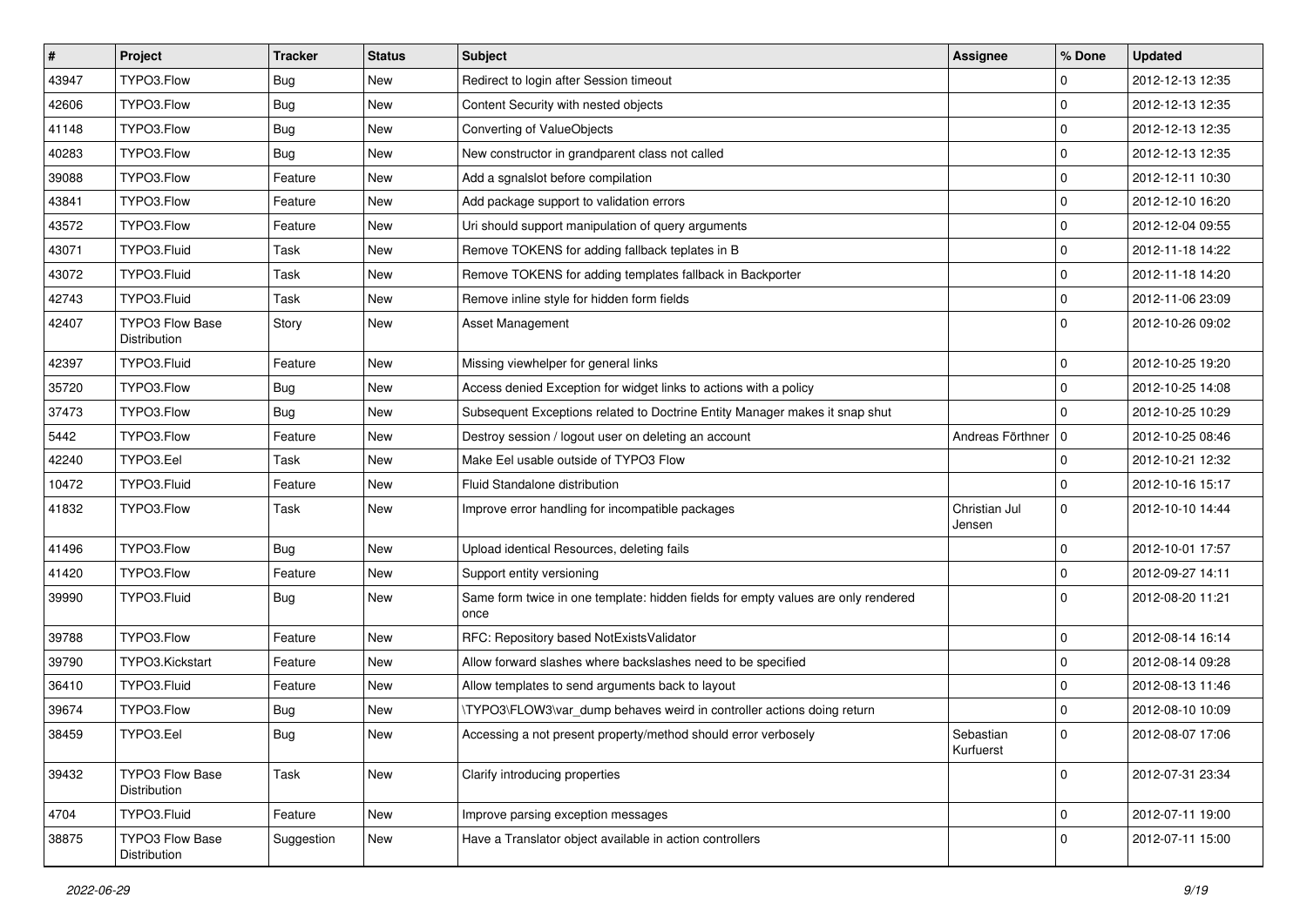| # | Project | Tracker | Status | Subject | Assignee | % Done | Updated |
|---|---|---|---|---|---|---|---|
| 43947 | TYPO3.Flow | Bug | New | Redirect to login after Session timeout | | 0 | 2012-12-13 12:35 |
| 42606 | TYPO3.Flow | Bug | New | Content Security with nested objects | | 0 | 2012-12-13 12:35 |
| 41148 | TYPO3.Flow | Bug | New | Converting of ValueObjects | | 0 | 2012-12-13 12:35 |
| 40283 | TYPO3.Flow | Bug | New | New constructor in grandparent class not called | | 0 | 2012-12-13 12:35 |
| 39088 | TYPO3.Flow | Feature | New | Add a sgnalslot before compilation | | 0 | 2012-12-11 10:30 |
| 43841 | TYPO3.Flow | Feature | New | Add package support to validation errors | | 0 | 2012-12-10 16:20 |
| 43572 | TYPO3.Flow | Feature | New | Uri should support manipulation of query arguments | | 0 | 2012-12-04 09:55 |
| 43071 | TYPO3.Fluid | Task | New | Remove TOKENS for adding fallback teplates in B | | 0 | 2012-11-18 14:22 |
| 43072 | TYPO3.Fluid | Task | New | Remove TOKENS for adding templates fallback in Backporter | | 0 | 2012-11-18 14:20 |
| 42743 | TYPO3.Fluid | Task | New | Remove inline style for hidden form fields | | 0 | 2012-11-06 23:09 |
| 42407 | TYPO3 Flow Base Distribution | Story | New | Asset Management | | 0 | 2012-10-26 09:02 |
| 42397 | TYPO3.Fluid | Feature | New | Missing viewhelper for general links | | 0 | 2012-10-25 19:20 |
| 35720 | TYPO3.Flow | Bug | New | Access denied Exception for widget links to actions with a policy | | 0 | 2012-10-25 14:08 |
| 37473 | TYPO3.Flow | Bug | New | Subsequent Exceptions related to Doctrine Entity Manager makes it snap shut | | 0 | 2012-10-25 10:29 |
| 5442 | TYPO3.Flow | Feature | New | Destroy session / logout user on deleting an account | Andreas Förthner | 0 | 2012-10-25 08:46 |
| 42240 | TYPO3.Eel | Task | New | Make Eel usable outside of TYPO3 Flow | | 0 | 2012-10-21 12:32 |
| 10472 | TYPO3.Fluid | Feature | New | Fluid Standalone distribution | | 0 | 2012-10-16 15:17 |
| 41832 | TYPO3.Flow | Task | New | Improve error handling for incompatible packages | Christian Jul Jensen | 0 | 2012-10-10 14:44 |
| 41496 | TYPO3.Flow | Bug | New | Upload identical Resources, deleting fails | | 0 | 2012-10-01 17:57 |
| 41420 | TYPO3.Flow | Feature | New | Support entity versioning | | 0 | 2012-09-27 14:11 |
| 39990 | TYPO3.Fluid | Bug | New | Same form twice in one template: hidden fields for empty values are only rendered once | | 0 | 2012-08-20 11:21 |
| 39788 | TYPO3.Flow | Feature | New | RFC: Repository based NotExistsValidator | | 0 | 2012-08-14 16:14 |
| 39790 | TYPO3.Kickstart | Feature | New | Allow forward slashes where backslashes need to be specified | | 0 | 2012-08-14 09:28 |
| 36410 | TYPO3.Fluid | Feature | New | Allow templates to send arguments back to layout | | 0 | 2012-08-13 11:46 |
| 39674 | TYPO3.Flow | Bug | New | \TYPO3\FLOW3\var_dump behaves weird in controller actions doing return | | 0 | 2012-08-10 10:09 |
| 38459 | TYPO3.Eel | Bug | New | Accessing a not present property/method should error verbosely | Sebastian Kurfuerst | 0 | 2012-08-07 17:06 |
| 39432 | TYPO3 Flow Base Distribution | Task | New | Clarify introducing properties | | 0 | 2012-07-31 23:34 |
| 4704 | TYPO3.Fluid | Feature | New | Improve parsing exception messages | | 0 | 2012-07-11 19:00 |
| 38875 | TYPO3 Flow Base Distribution | Suggestion | New | Have a Translator object available in action controllers | | 0 | 2012-07-11 15:00 |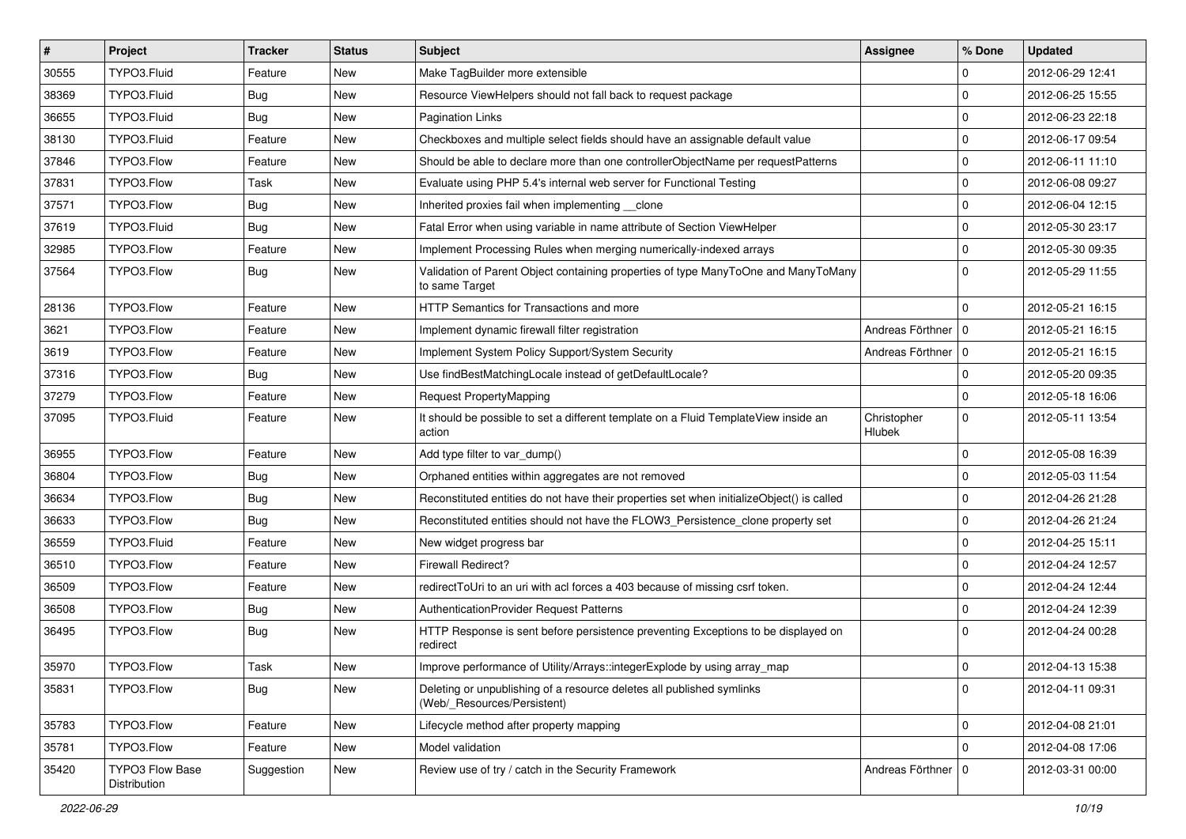| # | Project | Tracker | Status | Subject | Assignee | % Done | Updated |
|---|---|---|---|---|---|---|---|
| 30555 | TYPO3.Fluid | Feature | New | Make TagBuilder more extensible | | 0 | 2012-06-29 12:41 |
| 38369 | TYPO3.Fluid | Bug | New | Resource ViewHelpers should not fall back to request package | | 0 | 2012-06-25 15:55 |
| 36655 | TYPO3.Fluid | Bug | New | Pagination Links | | 0 | 2012-06-23 22:18 |
| 38130 | TYPO3.Fluid | Feature | New | Checkboxes and multiple select fields should have an assignable default value | | 0 | 2012-06-17 09:54 |
| 37846 | TYPO3.Flow | Feature | New | Should be able to declare more than one controllerObjectName per requestPatterns | | 0 | 2012-06-11 11:10 |
| 37831 | TYPO3.Flow | Task | New | Evaluate using PHP 5.4's internal web server for Functional Testing | | 0 | 2012-06-08 09:27 |
| 37571 | TYPO3.Flow | Bug | New | Inherited proxies fail when implementing __clone | | 0 | 2012-06-04 12:15 |
| 37619 | TYPO3.Fluid | Bug | New | Fatal Error when using variable in name attribute of Section ViewHelper | | 0 | 2012-05-30 23:17 |
| 32985 | TYPO3.Flow | Feature | New | Implement Processing Rules when merging numerically-indexed arrays | | 0 | 2012-05-30 09:35 |
| 37564 | TYPO3.Flow | Bug | New | Validation of Parent Object containing properties of type ManyToOne and ManyToMany to same Target | | 0 | 2012-05-29 11:55 |
| 28136 | TYPO3.Flow | Feature | New | HTTP Semantics for Transactions and more | | 0 | 2012-05-21 16:15 |
| 3621 | TYPO3.Flow | Feature | New | Implement dynamic firewall filter registration | Andreas Förthner | 0 | 2012-05-21 16:15 |
| 3619 | TYPO3.Flow | Feature | New | Implement System Policy Support/System Security | Andreas Förthner | 0 | 2012-05-21 16:15 |
| 37316 | TYPO3.Flow | Bug | New | Use findBestMatchingLocale instead of getDefaultLocale? | | 0 | 2012-05-20 09:35 |
| 37279 | TYPO3.Flow | Feature | New | Request PropertyMapping | | 0 | 2012-05-18 16:06 |
| 37095 | TYPO3.Fluid | Feature | New | It should be possible to set a different template on a Fluid TemplateView inside an action | Christopher Hlubek | 0 | 2012-05-11 13:54 |
| 36955 | TYPO3.Flow | Feature | New | Add type filter to var_dump() | | 0 | 2012-05-08 16:39 |
| 36804 | TYPO3.Flow | Bug | New | Orphaned entities within aggregates are not removed | | 0 | 2012-05-03 11:54 |
| 36634 | TYPO3.Flow | Bug | New | Reconstituted entities do not have their properties set when initializeObject() is called | | 0 | 2012-04-26 21:28 |
| 36633 | TYPO3.Flow | Bug | New | Reconstituted entities should not have the FLOW3_Persistence_clone property set | | 0 | 2012-04-26 21:24 |
| 36559 | TYPO3.Fluid | Feature | New | New widget progress bar | | 0 | 2012-04-25 15:11 |
| 36510 | TYPO3.Flow | Feature | New | Firewall Redirect? | | 0 | 2012-04-24 12:57 |
| 36509 | TYPO3.Flow | Feature | New | redirectToUri to an uri with acl forces a 403 because of missing csrf token. | | 0 | 2012-04-24 12:44 |
| 36508 | TYPO3.Flow | Bug | New | AuthenticationProvider Request Patterns | | 0 | 2012-04-24 12:39 |
| 36495 | TYPO3.Flow | Bug | New | HTTP Response is sent before persistence preventing Exceptions to be displayed on redirect | | 0 | 2012-04-24 00:28 |
| 35970 | TYPO3.Flow | Task | New | Improve performance of Utility/Arrays::integerExplode by using array_map | | 0 | 2012-04-13 15:38 |
| 35831 | TYPO3.Flow | Bug | New | Deleting or unpublishing of a resource deletes all published symlinks (Web/_Resources/Persistent) | | 0 | 2012-04-11 09:31 |
| 35783 | TYPO3.Flow | Feature | New | Lifecycle method after property mapping | | 0 | 2012-04-08 21:01 |
| 35781 | TYPO3.Flow | Feature | New | Model validation | | 0 | 2012-04-08 17:06 |
| 35420 | TYPO3 Flow Base Distribution | Suggestion | New | Review use of try / catch in the Security Framework | Andreas Förthner | 0 | 2012-03-31 00:00 |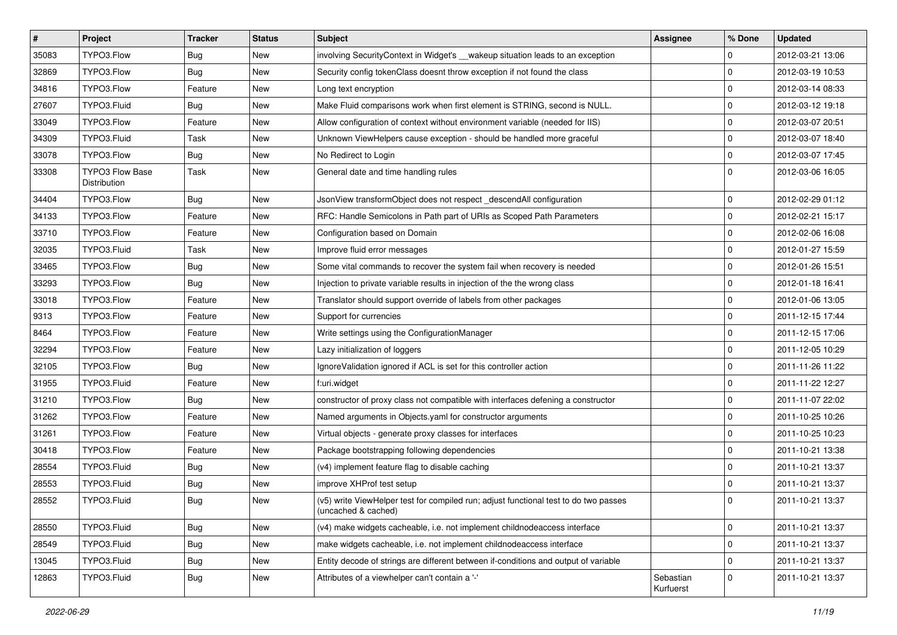| # | Project | Tracker | Status | Subject | Assignee | % Done | Updated |
|---|---|---|---|---|---|---|---|
| 35083 | TYPO3.Flow | Bug | New | involving SecurityContext in Widget's __wakeup situation leads to an exception | | 0 | 2012-03-21 13:06 |
| 32869 | TYPO3.Flow | Bug | New | Security config tokenClass doesnt throw exception if not found the class | | 0 | 2012-03-19 10:53 |
| 34816 | TYPO3.Flow | Feature | New | Long text encryption | | 0 | 2012-03-14 08:33 |
| 27607 | TYPO3.Fluid | Bug | New | Make Fluid comparisons work when first element is STRING, second is NULL. | | 0 | 2012-03-12 19:18 |
| 33049 | TYPO3.Flow | Feature | New | Allow configuration of context without environment variable (needed for IIS) | | 0 | 2012-03-07 20:51 |
| 34309 | TYPO3.Fluid | Task | New | Unknown ViewHelpers cause exception - should be handled more graceful | | 0 | 2012-03-07 18:40 |
| 33078 | TYPO3.Flow | Bug | New | No Redirect to Login | | 0 | 2012-03-07 17:45 |
| 33308 | TYPO3 Flow Base Distribution | Task | New | General date and time handling rules | | 0 | 2012-03-06 16:05 |
| 34404 | TYPO3.Flow | Bug | New | JsonView transformObject does not respect _descendAll configuration | | 0 | 2012-02-29 01:12 |
| 34133 | TYPO3.Flow | Feature | New | RFC: Handle Semicolons in Path part of URIs as Scoped Path Parameters | | 0 | 2012-02-21 15:17 |
| 33710 | TYPO3.Flow | Feature | New | Configuration based on Domain | | 0 | 2012-02-06 16:08 |
| 32035 | TYPO3.Fluid | Task | New | Improve fluid error messages | | 0 | 2012-01-27 15:59 |
| 33465 | TYPO3.Flow | Bug | New | Some vital commands to recover the system fail when recovery is needed | | 0 | 2012-01-26 15:51 |
| 33293 | TYPO3.Flow | Bug | New | Injection to private variable results in injection of the the wrong class | | 0 | 2012-01-18 16:41 |
| 33018 | TYPO3.Flow | Feature | New | Translator should support override of labels from other packages | | 0 | 2012-01-06 13:05 |
| 9313 | TYPO3.Flow | Feature | New | Support for currencies | | 0 | 2011-12-15 17:44 |
| 8464 | TYPO3.Flow | Feature | New | Write settings using the ConfigurationManager | | 0 | 2011-12-15 17:06 |
| 32294 | TYPO3.Flow | Feature | New | Lazy initialization of loggers | | 0 | 2011-12-05 10:29 |
| 32105 | TYPO3.Flow | Bug | New | IgnoreValidation ignored if ACL is set for this controller action | | 0 | 2011-11-26 11:22 |
| 31955 | TYPO3.Fluid | Feature | New | f:uri.widget | | 0 | 2011-11-22 12:27 |
| 31210 | TYPO3.Flow | Bug | New | constructor of proxy class not compatible with interfaces defening a constructor | | 0 | 2011-11-07 22:02 |
| 31262 | TYPO3.Flow | Feature | New | Named arguments in Objects.yaml for constructor arguments | | 0 | 2011-10-25 10:26 |
| 31261 | TYPO3.Flow | Feature | New | Virtual objects - generate proxy classes for interfaces | | 0 | 2011-10-25 10:23 |
| 30418 | TYPO3.Flow | Feature | New | Package bootstrapping following dependencies | | 0 | 2011-10-21 13:38 |
| 28554 | TYPO3.Fluid | Bug | New | (v4) implement feature flag to disable caching | | 0 | 2011-10-21 13:37 |
| 28553 | TYPO3.Fluid | Bug | New | improve XHProf test setup | | 0 | 2011-10-21 13:37 |
| 28552 | TYPO3.Fluid | Bug | New | (v5) write ViewHelper test for compiled run; adjust functional test to do two passes (uncached & cached) | | 0 | 2011-10-21 13:37 |
| 28550 | TYPO3.Fluid | Bug | New | (v4) make widgets cacheable, i.e. not implement childnodeaccess interface | | 0 | 2011-10-21 13:37 |
| 28549 | TYPO3.Fluid | Bug | New | make widgets cacheable, i.e. not implement childnodeaccess interface | | 0 | 2011-10-21 13:37 |
| 13045 | TYPO3.Fluid | Bug | New | Entity decode of strings are different between if-conditions and output of variable | | 0 | 2011-10-21 13:37 |
| 12863 | TYPO3.Fluid | Bug | New | Attributes of a viewhelper can't contain a '-' | Sebastian Kurfuerst | 0 | 2011-10-21 13:37 |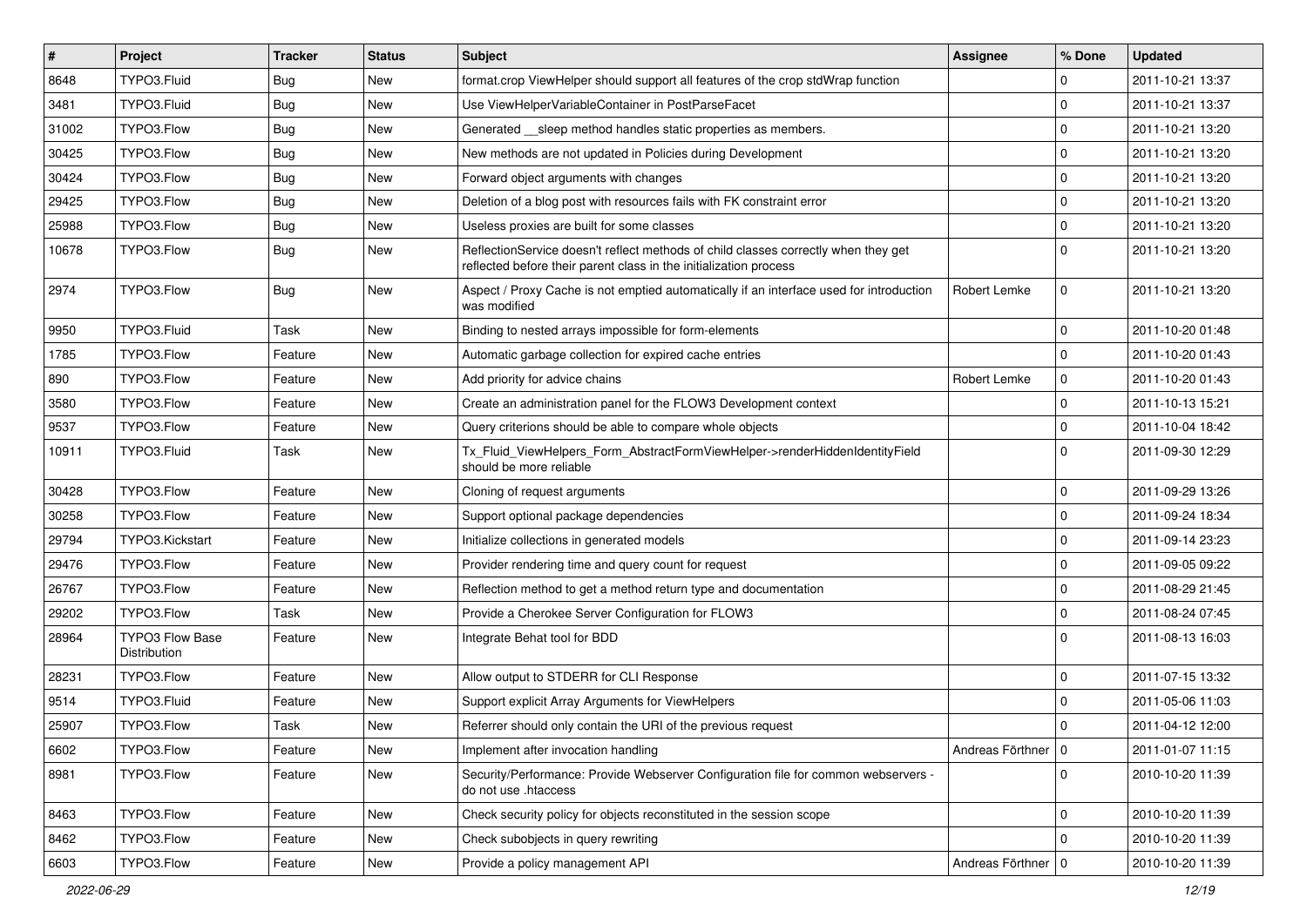| # | Project | Tracker | Status | Subject | Assignee | % Done | Updated |
|---|---|---|---|---|---|---|---|
| 8648 | TYPO3.Fluid | Bug | New | format.crop ViewHelper should support all features of the crop stdWrap function | | 0 | 2011-10-21 13:37 |
| 3481 | TYPO3.Fluid | Bug | New | Use ViewHelperVariableContainer in PostParseFacet | | 0 | 2011-10-21 13:37 |
| 31002 | TYPO3.Flow | Bug | New | Generated __sleep method handles static properties as members. | | 0 | 2011-10-21 13:20 |
| 30425 | TYPO3.Flow | Bug | New | New methods are not updated in Policies during Development | | 0 | 2011-10-21 13:20 |
| 30424 | TYPO3.Flow | Bug | New | Forward object arguments with changes | | 0 | 2011-10-21 13:20 |
| 29425 | TYPO3.Flow | Bug | New | Deletion of a blog post with resources fails with FK constraint error | | 0 | 2011-10-21 13:20 |
| 25988 | TYPO3.Flow | Bug | New | Useless proxies are built for some classes | | 0 | 2011-10-21 13:20 |
| 10678 | TYPO3.Flow | Bug | New | ReflectionService doesn't reflect methods of child classes correctly when they get reflected before their parent class in the initialization process | | 0 | 2011-10-21 13:20 |
| 2974 | TYPO3.Flow | Bug | New | Aspect / Proxy Cache is not emptied automatically if an interface used for introduction was modified | Robert Lemke | 0 | 2011-10-21 13:20 |
| 9950 | TYPO3.Fluid | Task | New | Binding to nested arrays impossible for form-elements | | 0 | 2011-10-20 01:48 |
| 1785 | TYPO3.Flow | Feature | New | Automatic garbage collection for expired cache entries | | 0 | 2011-10-20 01:43 |
| 890 | TYPO3.Flow | Feature | New | Add priority for advice chains | Robert Lemke | 0 | 2011-10-20 01:43 |
| 3580 | TYPO3.Flow | Feature | New | Create an administration panel for the FLOW3 Development context | | 0 | 2011-10-13 15:21 |
| 9537 | TYPO3.Flow | Feature | New | Query criterions should be able to compare whole objects | | 0 | 2011-10-04 18:42 |
| 10911 | TYPO3.Fluid | Task | New | Tx_Fluid_ViewHelpers_Form_AbstractFormViewHelper->renderHiddenIdentityField should be more reliable | | 0 | 2011-09-30 12:29 |
| 30428 | TYPO3.Flow | Feature | New | Cloning of request arguments | | 0 | 2011-09-29 13:26 |
| 30258 | TYPO3.Flow | Feature | New | Support optional package dependencies | | 0 | 2011-09-24 18:34 |
| 29794 | TYPO3.Kickstart | Feature | New | Initialize collections in generated models | | 0 | 2011-09-14 23:23 |
| 29476 | TYPO3.Flow | Feature | New | Provider rendering time and query count for request | | 0 | 2011-09-05 09:22 |
| 26767 | TYPO3.Flow | Feature | New | Reflection method to get a method return type and documentation | | 0 | 2011-08-29 21:45 |
| 29202 | TYPO3.Flow | Task | New | Provide a Cherokee Server Configuration for FLOW3 | | 0 | 2011-08-24 07:45 |
| 28964 | TYPO3 Flow Base Distribution | Feature | New | Integrate Behat tool for BDD | | 0 | 2011-08-13 16:03 |
| 28231 | TYPO3.Flow | Feature | New | Allow output to STDERR for CLI Response | | 0 | 2011-07-15 13:32 |
| 9514 | TYPO3.Fluid | Feature | New | Support explicit Array Arguments for ViewHelpers | | 0 | 2011-05-06 11:03 |
| 25907 | TYPO3.Flow | Task | New | Referrer should only contain the URI of the previous request | | 0 | 2011-04-12 12:00 |
| 6602 | TYPO3.Flow | Feature | New | Implement after invocation handling | Andreas Förthner | 0 | 2011-01-07 11:15 |
| 8981 | TYPO3.Flow | Feature | New | Security/Performance: Provide Webserver Configuration file for common webservers - do not use .htaccess | | 0 | 2010-10-20 11:39 |
| 8463 | TYPO3.Flow | Feature | New | Check security policy for objects reconstituted in the session scope | | 0 | 2010-10-20 11:39 |
| 8462 | TYPO3.Flow | Feature | New | Check subobjects in query rewriting | | 0 | 2010-10-20 11:39 |
| 6603 | TYPO3.Flow | Feature | New | Provide a policy management API | Andreas Förthner | 0 | 2010-10-20 11:39 |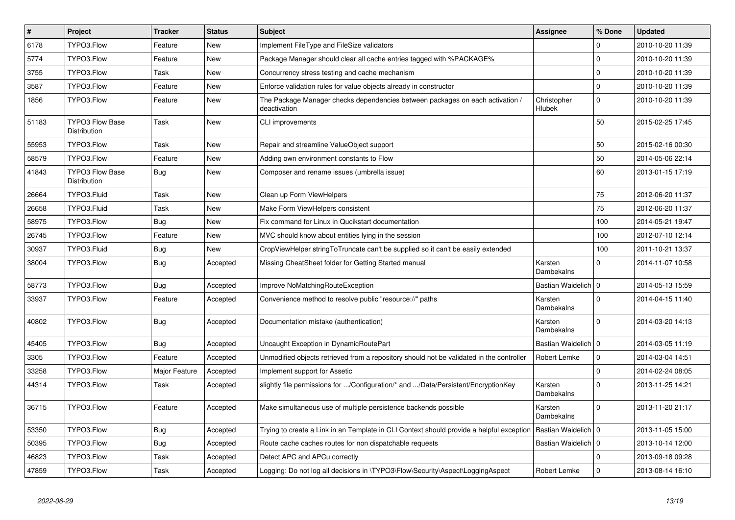| # | Project | Tracker | Status | Subject | Assignee | % Done | Updated |
| --- | --- | --- | --- | --- | --- | --- | --- |
| 6178 | TYPO3.Flow | Feature | New | Implement FileType and FileSize validators | | 0 | 2010-10-20 11:39 |
| 5774 | TYPO3.Flow | Feature | New | Package Manager should clear all cache entries tagged with %PACKAGE% | | 0 | 2010-10-20 11:39 |
| 3755 | TYPO3.Flow | Task | New | Concurrency stress testing and cache mechanism | | 0 | 2010-10-20 11:39 |
| 3587 | TYPO3.Flow | Feature | New | Enforce validation rules for value objects already in constructor | | 0 | 2010-10-20 11:39 |
| 1856 | TYPO3.Flow | Feature | New | The Package Manager checks dependencies between packages on each activation / deactivation | Christopher Hlubek | 0 | 2010-10-20 11:39 |
| 51183 | TYPO3 Flow Base Distribution | Task | New | CLI improvements | | 50 | 2015-02-25 17:45 |
| 55953 | TYPO3.Flow | Task | New | Repair and streamline ValueObject support | | 50 | 2015-02-16 00:30 |
| 58579 | TYPO3.Flow | Feature | New | Adding own environment constants to Flow | | 50 | 2014-05-06 22:14 |
| 41843 | TYPO3 Flow Base Distribution | Bug | New | Composer and rename issues (umbrella issue) | | 60 | 2013-01-15 17:19 |
| 26664 | TYPO3.Fluid | Task | New | Clean up Form ViewHelpers | | 75 | 2012-06-20 11:37 |
| 26658 | TYPO3.Fluid | Task | New | Make Form ViewHelpers consistent | | 75 | 2012-06-20 11:37 |
| 58975 | TYPO3.Flow | Bug | New | Fix command for Linux in Qucikstart documentation | | 100 | 2014-05-21 19:47 |
| 26745 | TYPO3.Flow | Feature | New | MVC should know about entities lying in the session | | 100 | 2012-07-10 12:14 |
| 30937 | TYPO3.Fluid | Bug | New | CropViewHelper stringToTruncate can't be supplied so it can't be easily extended | | 100 | 2011-10-21 13:37 |
| 38004 | TYPO3.Flow | Bug | Accepted | Missing CheatSheet folder for Getting Started manual | Karsten Dambekalns | 0 | 2014-11-07 10:58 |
| 58773 | TYPO3.Flow | Bug | Accepted | Improve NoMatchingRouteException | Bastian Waidelich | 0 | 2014-05-13 15:59 |
| 33937 | TYPO3.Flow | Feature | Accepted | Convenience method to resolve public "resource://" paths | Karsten Dambekalns | 0 | 2014-04-15 11:40 |
| 40802 | TYPO3.Flow | Bug | Accepted | Documentation mistake (authentication) | Karsten Dambekalns | 0 | 2014-03-20 14:13 |
| 45405 | TYPO3.Flow | Bug | Accepted | Uncaught Exception in DynamicRoutePart | Bastian Waidelich | 0 | 2014-03-05 11:19 |
| 3305 | TYPO3.Flow | Feature | Accepted | Unmodified objects retrieved from a repository should not be validated in the controller | Robert Lemke | 0 | 2014-03-04 14:51 |
| 33258 | TYPO3.Flow | Major Feature | Accepted | Implement support for Assetic | | 0 | 2014-02-24 08:05 |
| 44314 | TYPO3.Flow | Task | Accepted | slightly file permissions for .../Configuration/* and .../Data/Persistent/EncryptionKey | Karsten Dambekalns | 0 | 2013-11-25 14:21 |
| 36715 | TYPO3.Flow | Feature | Accepted | Make simultaneous use of multiple persistence backends possible | Karsten Dambekalns | 0 | 2013-11-20 21:17 |
| 53350 | TYPO3.Flow | Bug | Accepted | Trying to create a Link in an Template in CLI Context should provide a helpful exception | Bastian Waidelich | 0 | 2013-11-05 15:00 |
| 50395 | TYPO3.Flow | Bug | Accepted | Route cache caches routes for non dispatchable requests | Bastian Waidelich | 0 | 2013-10-14 12:00 |
| 46823 | TYPO3.Flow | Task | Accepted | Detect APC and APCu correctly | | 0 | 2013-09-18 09:28 |
| 47859 | TYPO3.Flow | Task | Accepted | Logging: Do not log all decisions in \TYPO3\Flow\Security\Aspect\LoggingAspect | Robert Lemke | 0 | 2013-08-14 16:10 |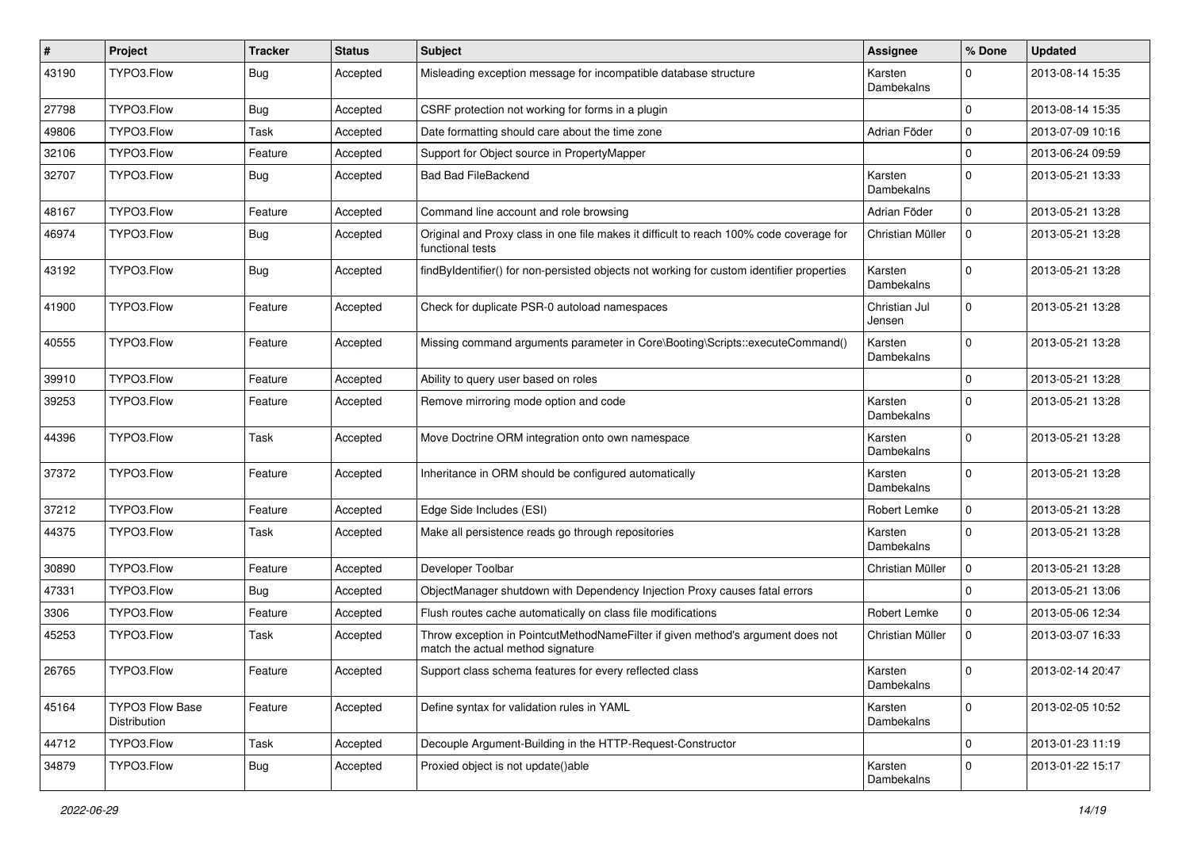| # | Project | Tracker | Status | Subject | Assignee | % Done | Updated |
|---|---|---|---|---|---|---|---|
| 43190 | TYPO3.Flow | Bug | Accepted | Misleading exception message for incompatible database structure | Karsten Dambekalns | 0 | 2013-08-14 15:35 |
| 27798 | TYPO3.Flow | Bug | Accepted | CSRF protection not working for forms in a plugin | | 0 | 2013-08-14 15:35 |
| 49806 | TYPO3.Flow | Task | Accepted | Date formatting should care about the time zone | Adrian Föder | 0 | 2013-07-09 10:16 |
| 32106 | TYPO3.Flow | Feature | Accepted | Support for Object source in PropertyMapper | | 0 | 2013-06-24 09:59 |
| 32707 | TYPO3.Flow | Bug | Accepted | Bad Bad FileBackend | Karsten Dambekalns | 0 | 2013-05-21 13:33 |
| 48167 | TYPO3.Flow | Feature | Accepted | Command line account and role browsing | Adrian Föder | 0 | 2013-05-21 13:28 |
| 46974 | TYPO3.Flow | Bug | Accepted | Original and Proxy class in one file makes it difficult to reach 100% code coverage for functional tests | Christian Müller | 0 | 2013-05-21 13:28 |
| 43192 | TYPO3.Flow | Bug | Accepted | findByIdentifier() for non-persisted objects not working for custom identifier properties | Karsten Dambekalns | 0 | 2013-05-21 13:28 |
| 41900 | TYPO3.Flow | Feature | Accepted | Check for duplicate PSR-0 autoload namespaces | Christian Jul Jensen | 0 | 2013-05-21 13:28 |
| 40555 | TYPO3.Flow | Feature | Accepted | Missing command arguments parameter in Core\Booting\Scripts::executeCommand() | Karsten Dambekalns | 0 | 2013-05-21 13:28 |
| 39910 | TYPO3.Flow | Feature | Accepted | Ability to query user based on roles | | 0 | 2013-05-21 13:28 |
| 39253 | TYPO3.Flow | Feature | Accepted | Remove mirroring mode option and code | Karsten Dambekalns | 0 | 2013-05-21 13:28 |
| 44396 | TYPO3.Flow | Task | Accepted | Move Doctrine ORM integration onto own namespace | Karsten Dambekalns | 0 | 2013-05-21 13:28 |
| 37372 | TYPO3.Flow | Feature | Accepted | Inheritance in ORM should be configured automatically | Karsten Dambekalns | 0 | 2013-05-21 13:28 |
| 37212 | TYPO3.Flow | Feature | Accepted | Edge Side Includes (ESI) | Robert Lemke | 0 | 2013-05-21 13:28 |
| 44375 | TYPO3.Flow | Task | Accepted | Make all persistence reads go through repositories | Karsten Dambekalns | 0 | 2013-05-21 13:28 |
| 30890 | TYPO3.Flow | Feature | Accepted | Developer Toolbar | Christian Müller | 0 | 2013-05-21 13:28 |
| 47331 | TYPO3.Flow | Bug | Accepted | ObjectManager shutdown with Dependency Injection Proxy causes fatal errors | | 0 | 2013-05-21 13:06 |
| 3306 | TYPO3.Flow | Feature | Accepted | Flush routes cache automatically on class file modifications | Robert Lemke | 0 | 2013-05-06 12:34 |
| 45253 | TYPO3.Flow | Task | Accepted | Throw exception in PointcutMethodNameFilter if given method's argument does not match the actual method signature | Christian Müller | 0 | 2013-03-07 16:33 |
| 26765 | TYPO3.Flow | Feature | Accepted | Support class schema features for every reflected class | Karsten Dambekalns | 0 | 2013-02-14 20:47 |
| 45164 | TYPO3 Flow Base Distribution | Feature | Accepted | Define syntax for validation rules in YAML | Karsten Dambekalns | 0 | 2013-02-05 10:52 |
| 44712 | TYPO3.Flow | Task | Accepted | Decouple Argument-Building in the HTTP-Request-Constructor | | 0 | 2013-01-23 11:19 |
| 34879 | TYPO3.Flow | Bug | Accepted | Proxied object is not update()able | Karsten Dambekalns | 0 | 2013-01-22 15:17 |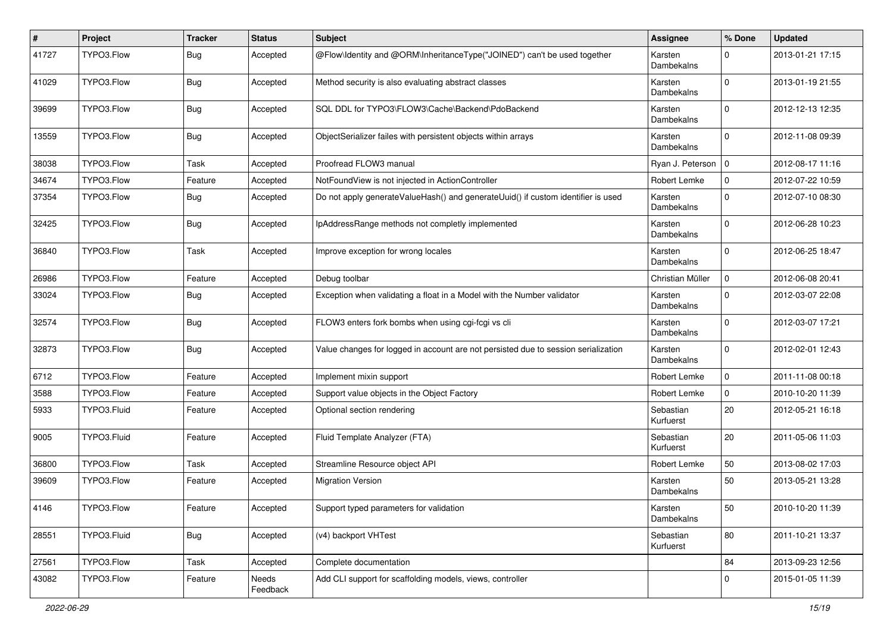| # | Project | Tracker | Status | Subject | Assignee | % Done | Updated |
|---|---|---|---|---|---|---|---|
| 41727 | TYPO3.Flow | Bug | Accepted | @Flow\Identity and @ORM\InheritanceType("JOINED") can't be used together | Karsten Dambekalns | 0 | 2013-01-21 17:15 |
| 41029 | TYPO3.Flow | Bug | Accepted | Method security is also evaluating abstract classes | Karsten Dambekalns | 0 | 2013-01-19 21:55 |
| 39699 | TYPO3.Flow | Bug | Accepted | SQL DDL for TYPO3\FLOW3\Cache\Backend\PdoBackend | Karsten Dambekalns | 0 | 2012-12-13 12:35 |
| 13559 | TYPO3.Flow | Bug | Accepted | ObjectSerializer failes with persistent objects within arrays | Karsten Dambekalns | 0 | 2012-11-08 09:39 |
| 38038 | TYPO3.Flow | Task | Accepted | Proofread FLOW3 manual | Ryan J. Peterson | 0 | 2012-08-17 11:16 |
| 34674 | TYPO3.Flow | Feature | Accepted | NotFoundView is not injected in ActionController | Robert Lemke | 0 | 2012-07-22 10:59 |
| 37354 | TYPO3.Flow | Bug | Accepted | Do not apply generateValueHash() and generateUuid() if custom identifier is used | Karsten Dambekalns | 0 | 2012-07-10 08:30 |
| 32425 | TYPO3.Flow | Bug | Accepted | IpAddressRange methods not completly implemented | Karsten Dambekalns | 0 | 2012-06-28 10:23 |
| 36840 | TYPO3.Flow | Task | Accepted | Improve exception for wrong locales | Karsten Dambekalns | 0 | 2012-06-25 18:47 |
| 26986 | TYPO3.Flow | Feature | Accepted | Debug toolbar | Christian Müller | 0 | 2012-06-08 20:41 |
| 33024 | TYPO3.Flow | Bug | Accepted | Exception when validating a float in a Model with the Number validator | Karsten Dambekalns | 0 | 2012-03-07 22:08 |
| 32574 | TYPO3.Flow | Bug | Accepted | FLOW3 enters fork bombs when using cgi-fcgi vs cli | Karsten Dambekalns | 0 | 2012-03-07 17:21 |
| 32873 | TYPO3.Flow | Bug | Accepted | Value changes for logged in account are not persisted due to session serialization | Karsten Dambekalns | 0 | 2012-02-01 12:43 |
| 6712 | TYPO3.Flow | Feature | Accepted | Implement mixin support | Robert Lemke | 0 | 2011-11-08 00:18 |
| 3588 | TYPO3.Flow | Feature | Accepted | Support value objects in the Object Factory | Robert Lemke | 0 | 2010-10-20 11:39 |
| 5933 | TYPO3.Fluid | Feature | Accepted | Optional section rendering | Sebastian Kurfuerst | 20 | 2012-05-21 16:18 |
| 9005 | TYPO3.Fluid | Feature | Accepted | Fluid Template Analyzer (FTA) | Sebastian Kurfuerst | 20 | 2011-05-06 11:03 |
| 36800 | TYPO3.Flow | Task | Accepted | Streamline Resource object API | Robert Lemke | 50 | 2013-08-02 17:03 |
| 39609 | TYPO3.Flow | Feature | Accepted | Migration Version | Karsten Dambekalns | 50 | 2013-05-21 13:28 |
| 4146 | TYPO3.Flow | Feature | Accepted | Support typed parameters for validation | Karsten Dambekalns | 50 | 2010-10-20 11:39 |
| 28551 | TYPO3.Fluid | Bug | Accepted | (v4) backport VHTest | Sebastian Kurfuerst | 80 | 2011-10-21 13:37 |
| 27561 | TYPO3.Flow | Task | Accepted | Complete documentation | | 84 | 2013-09-23 12:56 |
| 43082 | TYPO3.Flow | Feature | Needs Feedback | Add CLI support for scaffolding models, views, controller | | 0 | 2015-01-05 11:39 |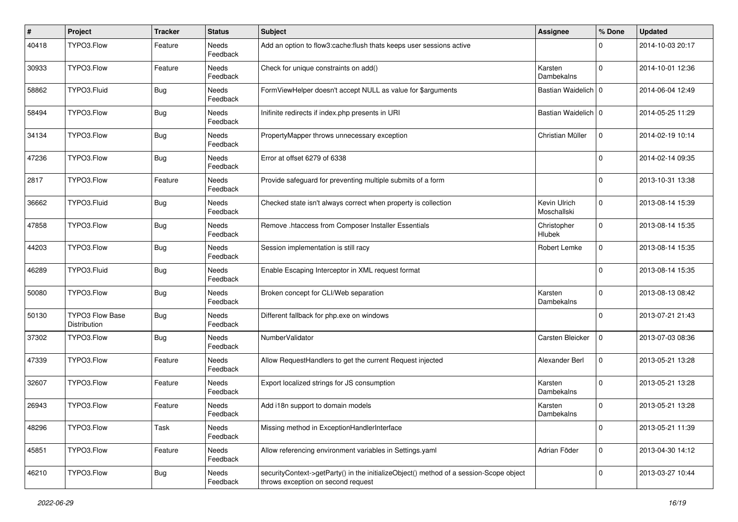| # | Project | Tracker | Status | Subject | Assignee | % Done | Updated |
|---|---|---|---|---|---|---|---|
| 40418 | TYPO3.Flow | Feature | Needs Feedback | Add an option to flow3:cache:flush thats keeps user sessions active | | 0 | 2014-10-03 20:17 |
| 30933 | TYPO3.Flow | Feature | Needs Feedback | Check for unique constraints on add() | Karsten Dambekalns | 0 | 2014-10-01 12:36 |
| 58862 | TYPO3.Fluid | Bug | Needs Feedback | FormViewHelper doesn't accept NULL as value for $arguments | Bastian Waidelich | 0 | 2014-06-04 12:49 |
| 58494 | TYPO3.Flow | Bug | Needs Feedback | Inifinite redirects if index.php presents in URI | Bastian Waidelich | 0 | 2014-05-25 11:29 |
| 34134 | TYPO3.Flow | Bug | Needs Feedback | PropertyMapper throws unnecessary exception | Christian Müller | 0 | 2014-02-19 10:14 |
| 47236 | TYPO3.Flow | Bug | Needs Feedback | Error at offset 6279 of 6338 | | 0 | 2014-02-14 09:35 |
| 2817 | TYPO3.Flow | Feature | Needs Feedback | Provide safeguard for preventing multiple submits of a form | | 0 | 2013-10-31 13:38 |
| 36662 | TYPO3.Fluid | Bug | Needs Feedback | Checked state isn't always correct when property is collection | Kevin Ulrich Moschallski | 0 | 2013-08-14 15:39 |
| 47858 | TYPO3.Flow | Bug | Needs Feedback | Remove .htaccess from Composer Installer Essentials | Christopher Hlubek | 0 | 2013-08-14 15:35 |
| 44203 | TYPO3.Flow | Bug | Needs Feedback | Session implementation is still racy | Robert Lemke | 0 | 2013-08-14 15:35 |
| 46289 | TYPO3.Fluid | Bug | Needs Feedback | Enable Escaping Interceptor in XML request format | | 0 | 2013-08-14 15:35 |
| 50080 | TYPO3.Flow | Bug | Needs Feedback | Broken concept for CLI/Web separation | Karsten Dambekalns | 0 | 2013-08-13 08:42 |
| 50130 | TYPO3 Flow Base Distribution | Bug | Needs Feedback | Different fallback for php.exe on windows | | 0 | 2013-07-21 21:43 |
| 37302 | TYPO3.Flow | Bug | Needs Feedback | NumberValidator | Carsten Bleicker | 0 | 2013-07-03 08:36 |
| 47339 | TYPO3.Flow | Feature | Needs Feedback | Allow RequestHandlers to get the current Request injected | Alexander Berl | 0 | 2013-05-21 13:28 |
| 32607 | TYPO3.Flow | Feature | Needs Feedback | Export localized strings for JS consumption | Karsten Dambekalns | 0 | 2013-05-21 13:28 |
| 26943 | TYPO3.Flow | Feature | Needs Feedback | Add i18n support to domain models | Karsten Dambekalns | 0 | 2013-05-21 13:28 |
| 48296 | TYPO3.Flow | Task | Needs Feedback | Missing method in ExceptionHandlerInterface | | 0 | 2013-05-21 11:39 |
| 45851 | TYPO3.Flow | Feature | Needs Feedback | Allow referencing environment variables in Settings.yaml | Adrian Föder | 0 | 2013-04-30 14:12 |
| 46210 | TYPO3.Flow | Bug | Needs Feedback | securityContext->getParty() in the initializeObject() method of a session-Scope object throws exception on second request | | 0 | 2013-03-27 10:44 |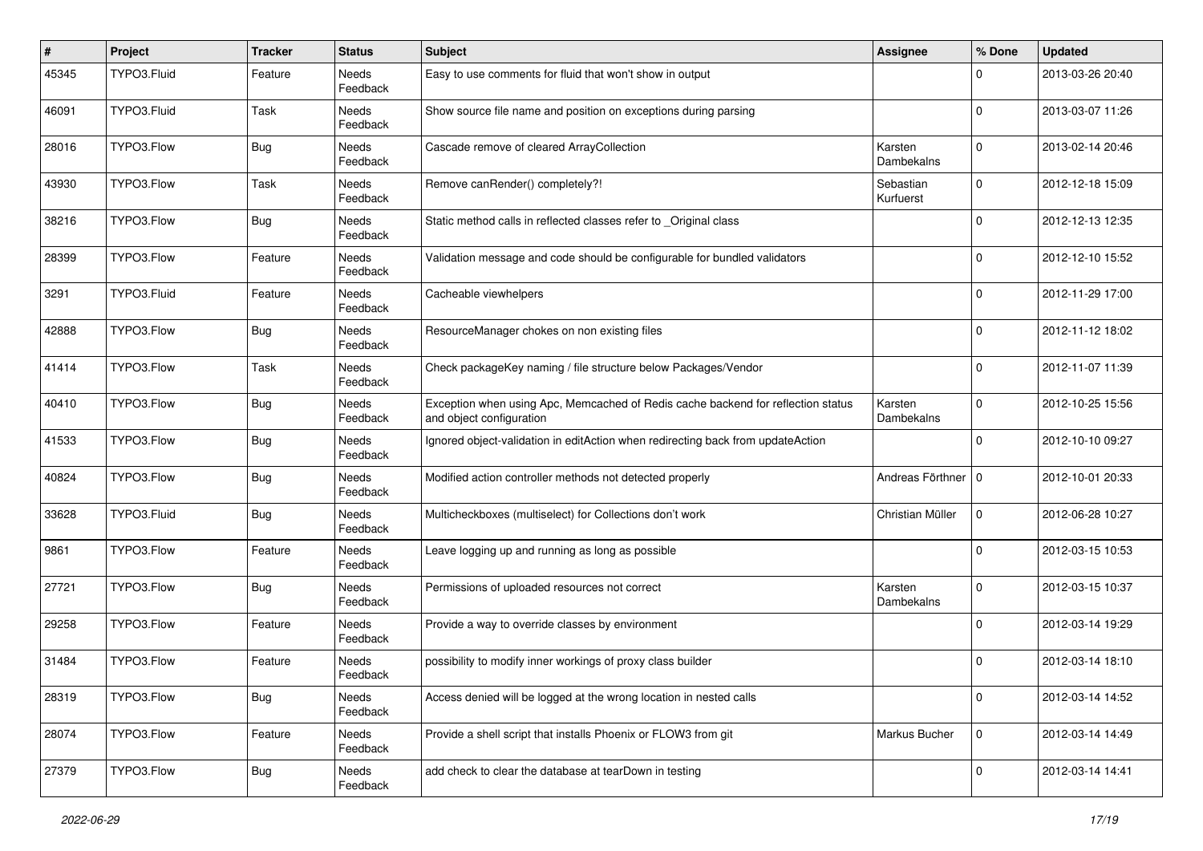| # | Project | Tracker | Status | Subject | Assignee | % Done | Updated |
|---|---|---|---|---|---|---|---|
| 45345 | TYPO3.Fluid | Feature | Needs Feedback | Easy to use comments for fluid that won't show in output | | 0 | 2013-03-26 20:40 |
| 46091 | TYPO3.Fluid | Task | Needs Feedback | Show source file name and position on exceptions during parsing | | 0 | 2013-03-07 11:26 |
| 28016 | TYPO3.Flow | Bug | Needs Feedback | Cascade remove of cleared ArrayCollection | Karsten Dambekalns | 0 | 2013-02-14 20:46 |
| 43930 | TYPO3.Flow | Task | Needs Feedback | Remove canRender() completely?! | Sebastian Kurfuerst | 0 | 2012-12-18 15:09 |
| 38216 | TYPO3.Flow | Bug | Needs Feedback | Static method calls in reflected classes refer to _Original class | | 0 | 2012-12-13 12:35 |
| 28399 | TYPO3.Flow | Feature | Needs Feedback | Validation message and code should be configurable for bundled validators | | 0 | 2012-12-10 15:52 |
| 3291 | TYPO3.Fluid | Feature | Needs Feedback | Cacheable viewhelpers | | 0 | 2012-11-29 17:00 |
| 42888 | TYPO3.Flow | Bug | Needs Feedback | ResourceManager chokes on non existing files | | 0 | 2012-11-12 18:02 |
| 41414 | TYPO3.Flow | Task | Needs Feedback | Check packageKey naming / file structure below Packages/Vendor | | 0 | 2012-11-07 11:39 |
| 40410 | TYPO3.Flow | Bug | Needs Feedback | Exception when using Apc, Memcached of Redis cache backend for reflection status and object configuration | Karsten Dambekalns | 0 | 2012-10-25 15:56 |
| 41533 | TYPO3.Flow | Bug | Needs Feedback | Ignored object-validation in editAction when redirecting back from updateAction | | 0 | 2012-10-10 09:27 |
| 40824 | TYPO3.Flow | Bug | Needs Feedback | Modified action controller methods not detected properly | Andreas Förthner | 0 | 2012-10-01 20:33 |
| 33628 | TYPO3.Fluid | Bug | Needs Feedback | Multicheckboxes (multiselect) for Collections don't work | Christian Müller | 0 | 2012-06-28 10:27 |
| 9861 | TYPO3.Flow | Feature | Needs Feedback | Leave logging up and running as long as possible | | 0 | 2012-03-15 10:53 |
| 27721 | TYPO3.Flow | Bug | Needs Feedback | Permissions of uploaded resources not correct | Karsten Dambekalns | 0 | 2012-03-15 10:37 |
| 29258 | TYPO3.Flow | Feature | Needs Feedback | Provide a way to override classes by environment | | 0 | 2012-03-14 19:29 |
| 31484 | TYPO3.Flow | Feature | Needs Feedback | possibility to modify inner workings of proxy class builder | | 0 | 2012-03-14 18:10 |
| 28319 | TYPO3.Flow | Bug | Needs Feedback | Access denied will be logged at the wrong location in nested calls | | 0 | 2012-03-14 14:52 |
| 28074 | TYPO3.Flow | Feature | Needs Feedback | Provide a shell script that installs Phoenix or FLOW3 from git | Markus Bucher | 0 | 2012-03-14 14:49 |
| 27379 | TYPO3.Flow | Bug | Needs Feedback | add check to clear the database at tearDown in testing | | 0 | 2012-03-14 14:41 |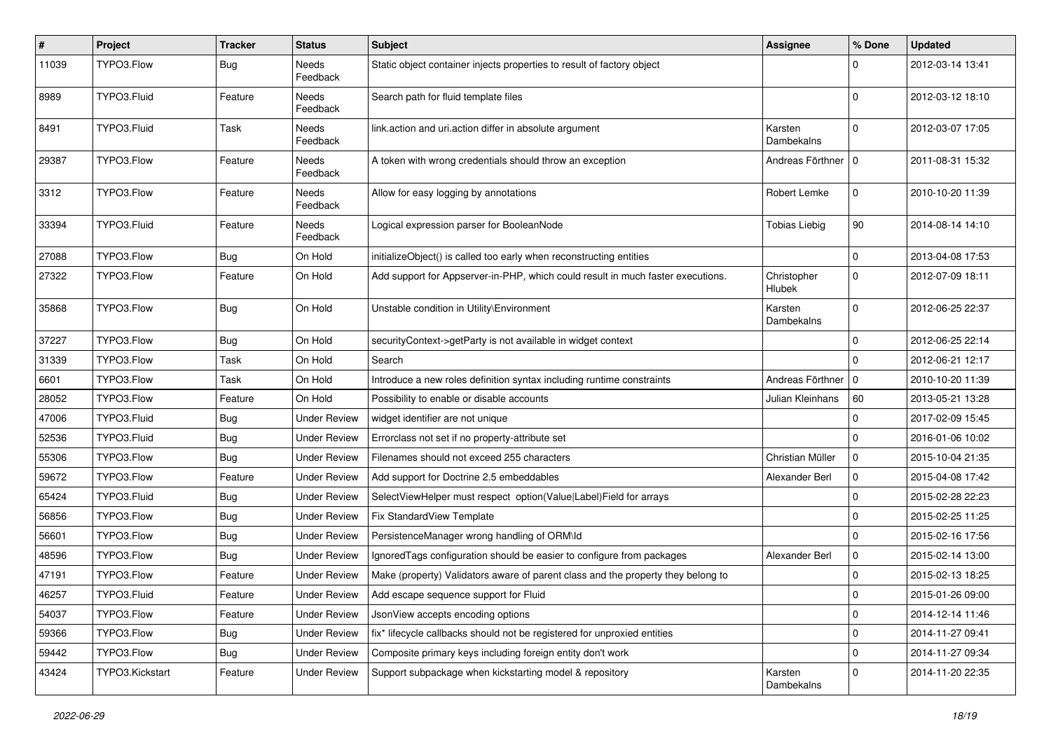| # | Project | Tracker | Status | Subject | Assignee | % Done | Updated |
|---|---|---|---|---|---|---|---|
| 11039 | TYPO3.Flow | Bug | Needs Feedback | Static object container injects properties to result of factory object | | 0 | 2012-03-14 13:41 |
| 8989 | TYPO3.Fluid | Feature | Needs Feedback | Search path for fluid template files | | 0 | 2012-03-12 18:10 |
| 8491 | TYPO3.Fluid | Task | Needs Feedback | link.action and uri.action differ in absolute argument | Karsten Dambekalns | 0 | 2012-03-07 17:05 |
| 29387 | TYPO3.Flow | Feature | Needs Feedback | A token with wrong credentials should throw an exception | Andreas Förthner | 0 | 2011-08-31 15:32 |
| 3312 | TYPO3.Flow | Feature | Needs Feedback | Allow for easy logging by annotations | Robert Lemke | 0 | 2010-10-20 11:39 |
| 33394 | TYPO3.Fluid | Feature | Needs Feedback | Logical expression parser for BooleanNode | Tobias Liebig | 90 | 2014-08-14 14:10 |
| 27088 | TYPO3.Flow | Bug | On Hold | initializeObject() is called too early when reconstructing entities | | 0 | 2013-04-08 17:53 |
| 27322 | TYPO3.Flow | Feature | On Hold | Add support for Appserver-in-PHP, which could result in much faster executions. | Christopher Hlubek | 0 | 2012-07-09 18:11 |
| 35868 | TYPO3.Flow | Bug | On Hold | Unstable condition in Utility\Environment | Karsten Dambekalns | 0 | 2012-06-25 22:37 |
| 37227 | TYPO3.Flow | Bug | On Hold | securityContext->getParty is not available in widget context | | 0 | 2012-06-25 22:14 |
| 31339 | TYPO3.Flow | Task | On Hold | Search | | 0 | 2012-06-21 12:17 |
| 6601 | TYPO3.Flow | Task | On Hold | Introduce a new roles definition syntax including runtime constraints | Andreas Förthner | 0 | 2010-10-20 11:39 |
| 28052 | TYPO3.Flow | Feature | On Hold | Possibility to enable or disable accounts | Julian Kleinhans | 60 | 2013-05-21 13:28 |
| 47006 | TYPO3.Fluid | Bug | Under Review | widget identifier are not unique | | 0 | 2017-02-09 15:45 |
| 52536 | TYPO3.Fluid | Bug | Under Review | Errorclass not set if no property-attribute set | | 0 | 2016-01-06 10:02 |
| 55306 | TYPO3.Flow | Bug | Under Review | Filenames should not exceed 255 characters | Christian Müller | 0 | 2015-10-04 21:35 |
| 59672 | TYPO3.Flow | Feature | Under Review | Add support for Doctrine 2.5 embeddables | Alexander Berl | 0 | 2015-04-08 17:42 |
| 65424 | TYPO3.Fluid | Bug | Under Review | SelectViewHelper must respect option(Value\|Label)Field for arrays | | 0 | 2015-02-28 22:23 |
| 56856 | TYPO3.Flow | Bug | Under Review | Fix StandardView Template | | 0 | 2015-02-25 11:25 |
| 56601 | TYPO3.Flow | Bug | Under Review | PersistenceManager wrong handling of ORM\Id | | 0 | 2015-02-16 17:56 |
| 48596 | TYPO3.Flow | Bug | Under Review | IgnoredTags configuration should be easier to configure from packages | Alexander Berl | 0 | 2015-02-14 13:00 |
| 47191 | TYPO3.Flow | Feature | Under Review | Make (property) Validators aware of parent class and the property they belong to | | 0 | 2015-02-13 18:25 |
| 46257 | TYPO3.Fluid | Feature | Under Review | Add escape sequence support for Fluid | | 0 | 2015-01-26 09:00 |
| 54037 | TYPO3.Flow | Feature | Under Review | JsonView accepts encoding options | | 0 | 2014-12-14 11:46 |
| 59366 | TYPO3.Flow | Bug | Under Review | fix* lifecycle callbacks should not be registered for unproxied entities | | 0 | 2014-11-27 09:41 |
| 59442 | TYPO3.Flow | Bug | Under Review | Composite primary keys including foreign entity don't work | | 0 | 2014-11-27 09:34 |
| 43424 | TYPO3.Kickstart | Feature | Under Review | Support subpackage when kickstarting model & repository | Karsten Dambekalns | 0 | 2014-11-20 22:35 |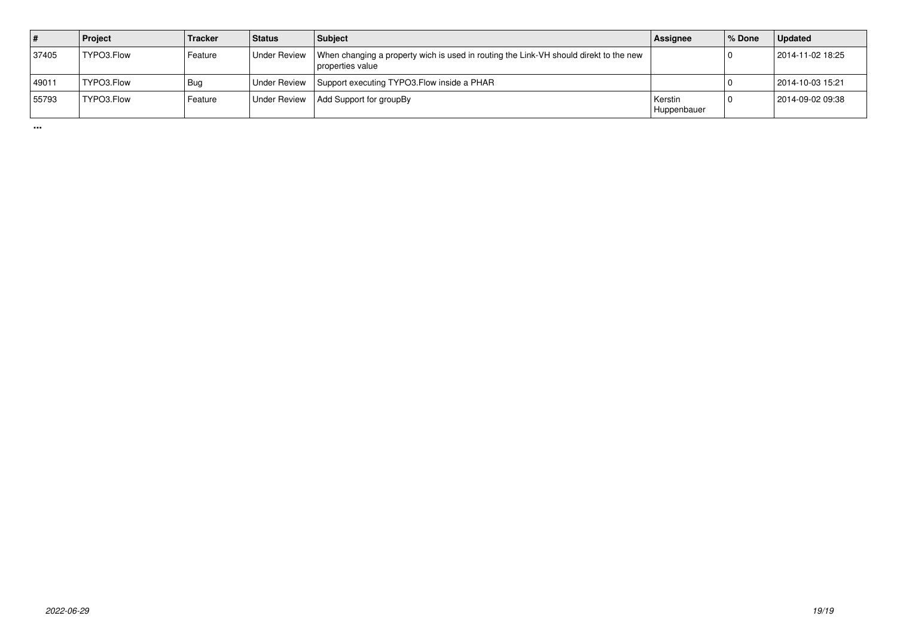| # | Project | Tracker | Status | Subject | Assignee | % Done | Updated |
|---|---|---|---|---|---|---|---|
| 37405 | TYPO3.Flow | Feature | Under Review | When changing a property wich is used in routing the Link-VH should direkt to the new properties value | | 0 | 2014-11-02 18:25 |
| 49011 | TYPO3.Flow | Bug | Under Review | Support executing TYPO3.Flow inside a PHAR | | 0 | 2014-10-03 15:21 |
| 55793 | TYPO3.Flow | Feature | Under Review | Add Support for groupBy | Kerstin Huppenbauer | 0 | 2014-09-02 09:38 |

...